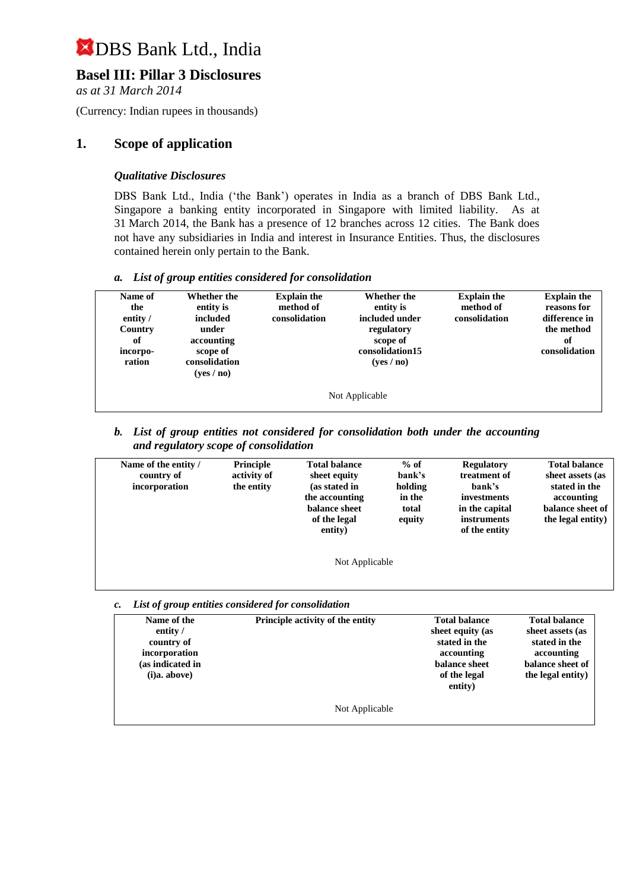# DBS Bank Ltd., India

## Basel III: Pillar 3 Disclosures

*as at 31 March 2014*

(Currency: Indian rupees in thousands)

## 1. Scope of application

### *Qualitative Disclosures*

DBS Bank Ltd., India ('the Bank') operates in India as a branch of DBS Bank Ltd., Singapore a banking entity incorporated in Singapore with limited liability. As at 31 March 2014, the Bank has a presence of 12 branches across 12 cities. The Bank does not have any subsidiaries in India and interest in Insurance Entities. Thus, the disclosures contained herein only pertain to the Bank.

***a. List of group entities considered for consolidation***

| Name of the entity / Country of incorpo-ration | Whether the entity is included under accounting scope of consolidation (yes / no) | Explain the method of consolidation | Whether the entity is included under regulatory scope of consolidation15 (yes / no) | Explain the method of consolidation | Explain the reasons for difference in the method of consolidation |
|---|---|---|---|---|---|
| Not Applicable | | | | | |

***b. List of group entities not considered for consolidation both under the accounting and regulatory scope of consolidation***

| Name of the entity / country of incorporation | Principle activity of the entity | Total balance sheet equity (as stated in the accounting balance sheet of the legal entity) | % of bank's holding in the total equity | Regulatory treatment of bank's investments in the capital instruments of the entity | Total balance sheet assets (as stated in the accounting balance sheet of the legal entity) |
|---|---|---|---|---|---|
| Not Applicable | | | | | |

***c. List of group entities considered for consolidation***

| Name of the entity / country of incorporation (as indicated in (i)a. above) | Principle activity of the entity | Total balance sheet equity (as stated in the accounting balance sheet of the legal entity) | Total balance sheet assets (as stated in the accounting balance sheet of the legal entity) |
|---|---|---|---|
| Not Applicable | | | |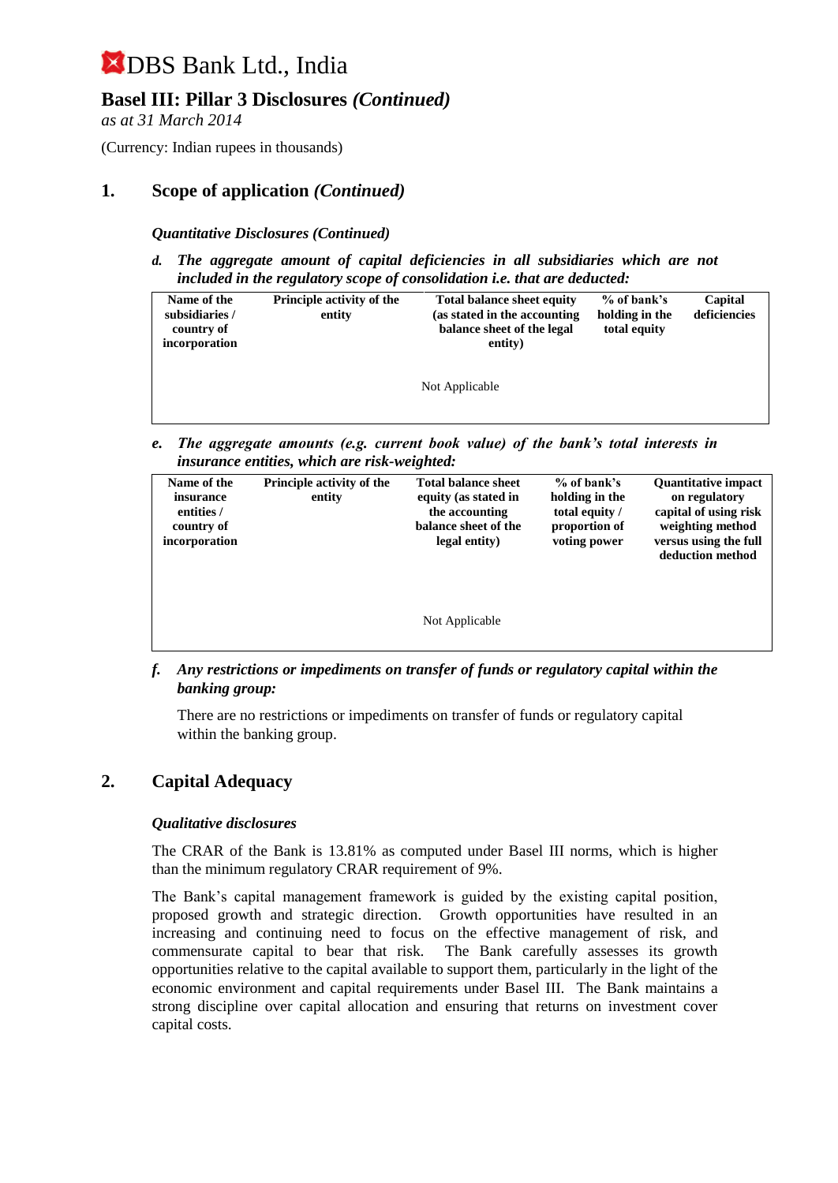# DBS Bank Ltd., India

## Basel III: Pillar 3 Disclosures *(Continued)*

*as at 31 March 2014*

(Currency: Indian rupees in thousands)

## 1. Scope of application *(Continued)*

***Quantitative Disclosures (Continued)***

***d. The aggregate amount of capital deficiencies in all subsidiaries which are not included in the regulatory scope of consolidation i.e. that are deducted:***

| Name of the subsidiaries / country of incorporation | Principle activity of the entity | Total balance sheet equity (as stated in the accounting balance sheet of the legal entity) | % of bank's holding in the total equity | Capital deficiencies |
|---|---|---|---|---|
| | | Not Applicable | | |

***e. The aggregate amounts (e.g. current book value) of the bank's total interests in insurance entities, which are risk-weighted:***

| Name of the insurance entities / country of incorporation | Principle activity of the entity | Total balance sheet equity (as stated in the accounting balance sheet of the legal entity) | % of bank's holding in the total equity / proportion of voting power | Quantitative impact on regulatory capital of using risk weighting method versus using the full deduction method |
|---|---|---|---|---|
| | | Not Applicable | | |

***f. Any restrictions or impediments on transfer of funds or regulatory capital within the banking group:***

There are no restrictions or impediments on transfer of funds or regulatory capital within the banking group.

## 2. Capital Adequacy

***Qualitative disclosures***

The CRAR of the Bank is 13.81% as computed under Basel III norms, which is higher than the minimum regulatory CRAR requirement of 9%.

The Bank's capital management framework is guided by the existing capital position, proposed growth and strategic direction. Growth opportunities have resulted in an increasing and continuing need to focus on the effective management of risk, and commensurate capital to bear that risk. The Bank carefully assesses its growth opportunities relative to the capital available to support them, particularly in the light of the economic environment and capital requirements under Basel III. The Bank maintains a strong discipline over capital allocation and ensuring that returns on investment cover capital costs.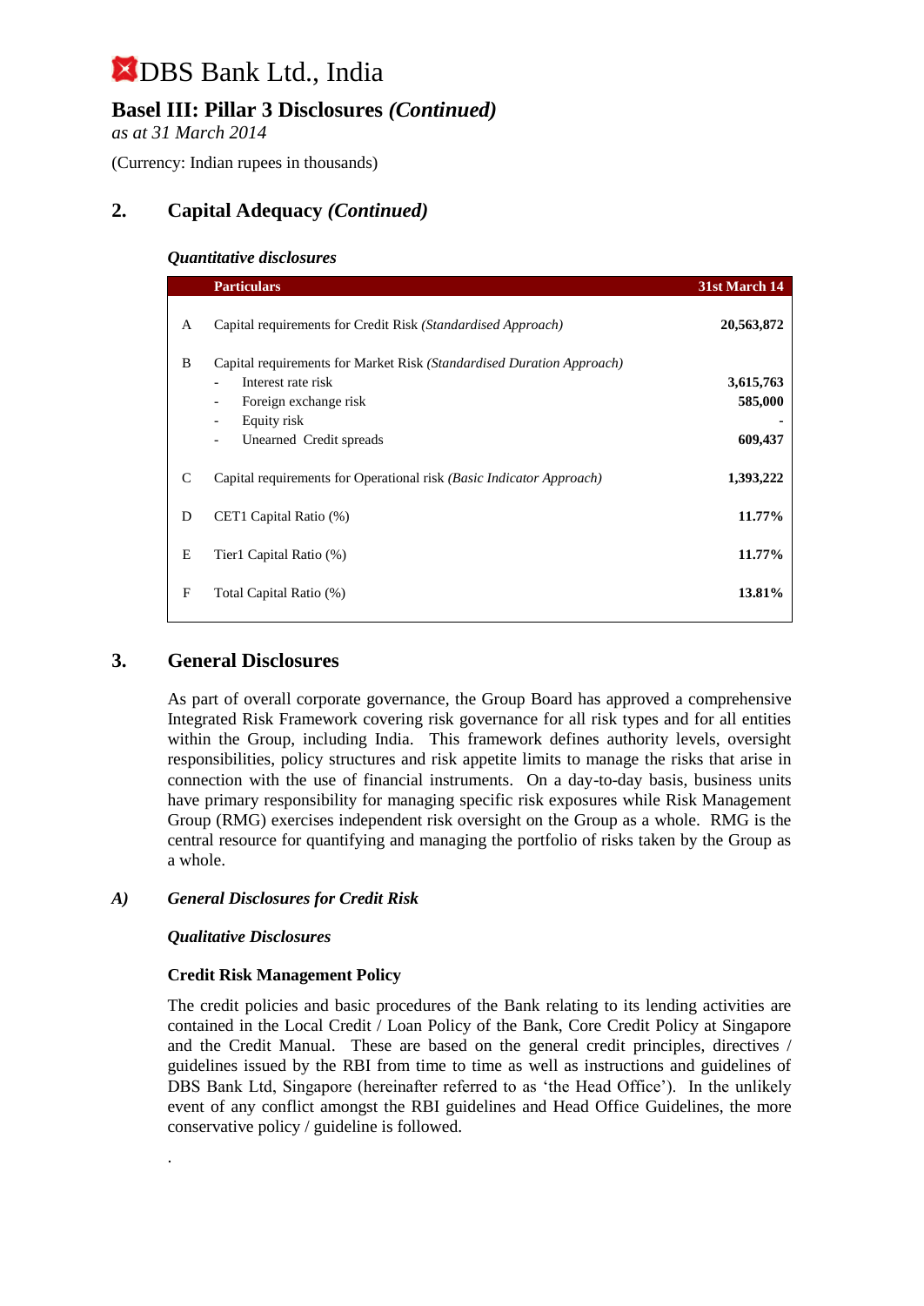# DBS Bank Ltd., India

## Basel III: Pillar 3 Disclosures *(Continued)*

*as at 31 March 2014*

(Currency: Indian rupees in thousands)

## 2. Capital Adequacy *(Continued)*

### *Quantitative disclosures*

| | Particulars | 31st March 14 |
|---|---|---|
| A | Capital requirements for Credit Risk *(Standardised Approach)* | **20,563,872** |
| B | Capital requirements for Market Risk *(Standardised Duration Approach)* | |
| | - Interest rate risk | **3,615,763** |
| | - Foreign exchange risk | **585,000** |
| | - Equity risk | **-** |
| | - Unearned Credit spreads | **609,437** |
| C | Capital requirements for Operational risk *(Basic Indicator Approach)* | **1,393,222** |
| D | CET1 Capital Ratio (%) | **11.77%** |
| E | Tier1 Capital Ratio (%) | **11.77%** |
| F | Total Capital Ratio (%) | **13.81%** |

## 3. General Disclosures

As part of overall corporate governance, the Group Board has approved a comprehensive Integrated Risk Framework covering risk governance for all risk types and for all entities within the Group, including India. This framework defines authority levels, oversight responsibilities, policy structures and risk appetite limits to manage the risks that arise in connection with the use of financial instruments. On a day-to-day basis, business units have primary responsibility for managing specific risk exposures while Risk Management Group (RMG) exercises independent risk oversight on the Group as a whole. RMG is the central resource for quantifying and managing the portfolio of risks taken by the Group as a whole.

### *A) General Disclosures for Credit Risk*

#### *Qualitative Disclosures*

**Credit Risk Management Policy**

The credit policies and basic procedures of the Bank relating to its lending activities are contained in the Local Credit / Loan Policy of the Bank, Core Credit Policy at Singapore and the Credit Manual. These are based on the general credit principles, directives / guidelines issued by the RBI from time to time as well as instructions and guidelines of DBS Bank Ltd, Singapore (hereinafter referred to as 'the Head Office'). In the unlikely event of any conflict amongst the RBI guidelines and Head Office Guidelines, the more conservative policy / guideline is followed.

.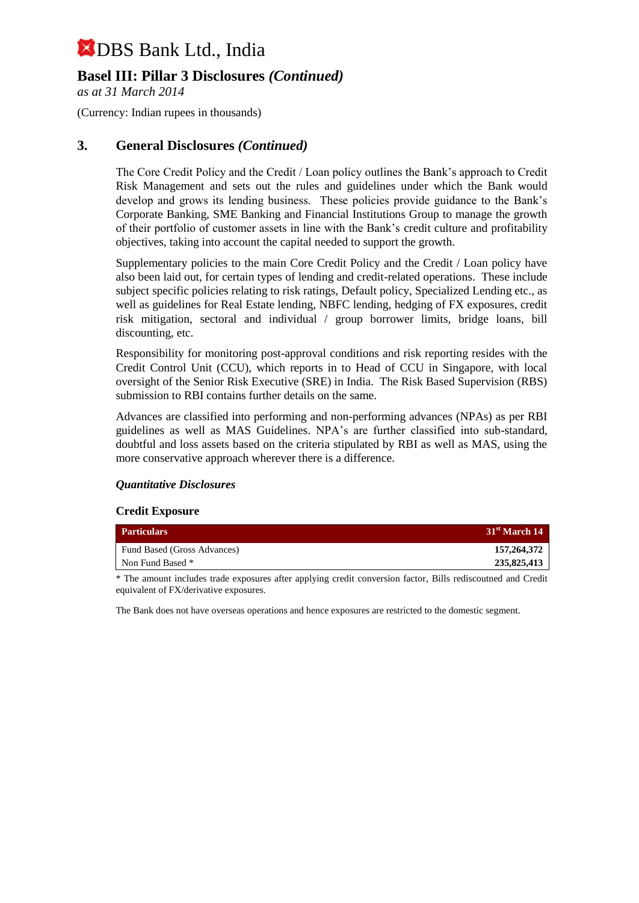# DBS Bank Ltd., India

## Basel III: Pillar 3 Disclosures *(Continued)*

*as at 31 March 2014*

(Currency: Indian rupees in thousands)

## 3. General Disclosures *(Continued)*

The Core Credit Policy and the Credit / Loan policy outlines the Bank's approach to Credit Risk Management and sets out the rules and guidelines under which the Bank would develop and grows its lending business. These policies provide guidance to the Bank's Corporate Banking, SME Banking and Financial Institutions Group to manage the growth of their portfolio of customer assets in line with the Bank's credit culture and profitability objectives, taking into account the capital needed to support the growth.

Supplementary policies to the main Core Credit Policy and the Credit / Loan policy have also been laid out, for certain types of lending and credit-related operations. These include subject specific policies relating to risk ratings, Default policy, Specialized Lending etc., as well as guidelines for Real Estate lending, NBFC lending, hedging of FX exposures, credit risk mitigation, sectoral and individual / group borrower limits, bridge loans, bill discounting, etc.

Responsibility for monitoring post-approval conditions and risk reporting resides with the Credit Control Unit (CCU), which reports in to Head of CCU in Singapore, with local oversight of the Senior Risk Executive (SRE) in India. The Risk Based Supervision (RBS) submission to RBI contains further details on the same.

Advances are classified into performing and non-performing advances (NPAs) as per RBI guidelines as well as MAS Guidelines. NPA's are further classified into sub-standard, doubtful and loss assets based on the criteria stipulated by RBI as well as MAS, using the more conservative approach wherever there is a difference.

### *Quantitative Disclosures*

**Credit Exposure**

| Particulars | 31st March 14 |
|---|---|
| Fund Based (Gross Advances) | **157,264,372** |
| Non Fund Based * | **235,825,413** |

\* The amount includes trade exposures after applying credit conversion factor, Bills rediscoutned and Credit equivalent of FX/derivative exposures.

The Bank does not have overseas operations and hence exposures are restricted to the domestic segment.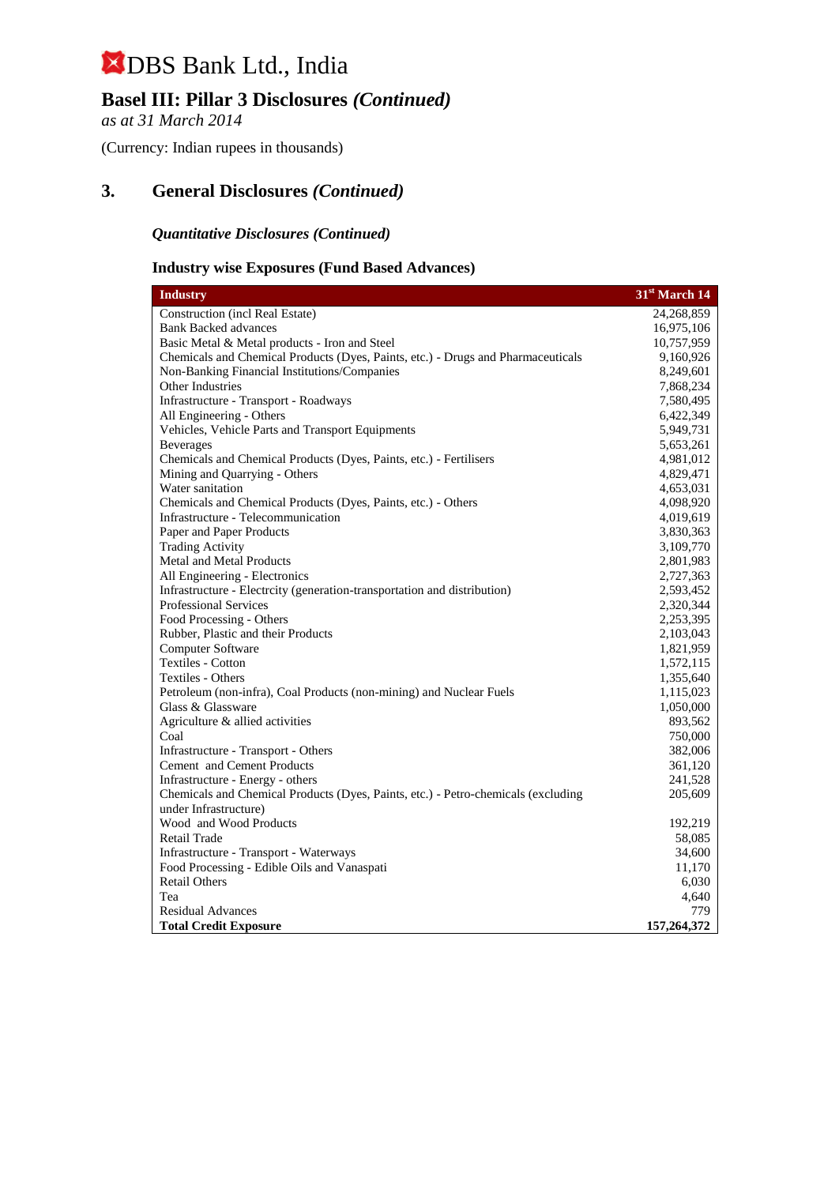# DBS Bank Ltd., India

## Basel III: Pillar 3 Disclosures *(Continued)*

*as at 31 March 2014*

(Currency: Indian rupees in thousands)

## 3. General Disclosures *(Continued)*

### *Quantitative Disclosures (Continued)*

### Industry wise Exposures (Fund Based Advances)

| Industry | 31st March 14 |
|---|---|
| Construction (incl Real Estate) | 24,268,859 |
| Bank Backed advances | 16,975,106 |
| Basic Metal & Metal products - Iron and Steel | 10,757,959 |
| Chemicals and Chemical Products (Dyes, Paints, etc.) - Drugs and Pharmaceuticals | 9,160,926 |
| Non-Banking Financial Institutions/Companies | 8,249,601 |
| Other Industries | 7,868,234 |
| Infrastructure - Transport - Roadways | 7,580,495 |
| All Engineering - Others | 6,422,349 |
| Vehicles, Vehicle Parts and Transport Equipments | 5,949,731 |
| Beverages | 5,653,261 |
| Chemicals and Chemical Products (Dyes, Paints, etc.) - Fertilisers | 4,981,012 |
| Mining and Quarrying - Others | 4,829,471 |
| Water sanitation | 4,653,031 |
| Chemicals and Chemical Products (Dyes, Paints, etc.) - Others | 4,098,920 |
| Infrastructure - Telecommunication | 4,019,619 |
| Paper and Paper Products | 3,830,363 |
| Trading Activity | 3,109,770 |
| Metal and Metal Products | 2,801,983 |
| All Engineering - Electronics | 2,727,363 |
| Infrastructure - Electrcity (generation-transportation and distribution) | 2,593,452 |
| Professional Services | 2,320,344 |
| Food Processing - Others | 2,253,395 |
| Rubber, Plastic and their Products | 2,103,043 |
| Computer Software | 1,821,959 |
| Textiles - Cotton | 1,572,115 |
| Textiles - Others | 1,355,640 |
| Petroleum (non-infra), Coal Products (non-mining) and Nuclear Fuels | 1,115,023 |
| Glass & Glassware | 1,050,000 |
| Agriculture & allied activities | 893,562 |
| Coal | 750,000 |
| Infrastructure - Transport - Others | 382,006 |
| Cement and Cement Products | 361,120 |
| Infrastructure - Energy - others | 241,528 |
| Chemicals and Chemical Products (Dyes, Paints, etc.) - Petro-chemicals (excluding under Infrastructure) | 205,609 |
| Wood and Wood Products | 192,219 |
| Retail Trade | 58,085 |
| Infrastructure - Transport - Waterways | 34,600 |
| Food Processing - Edible Oils and Vanaspati | 11,170 |
| Retail Others | 6,030 |
| Tea | 4,640 |
| Residual Advances | 779 |
| **Total Credit Exposure** | **157,264,372** |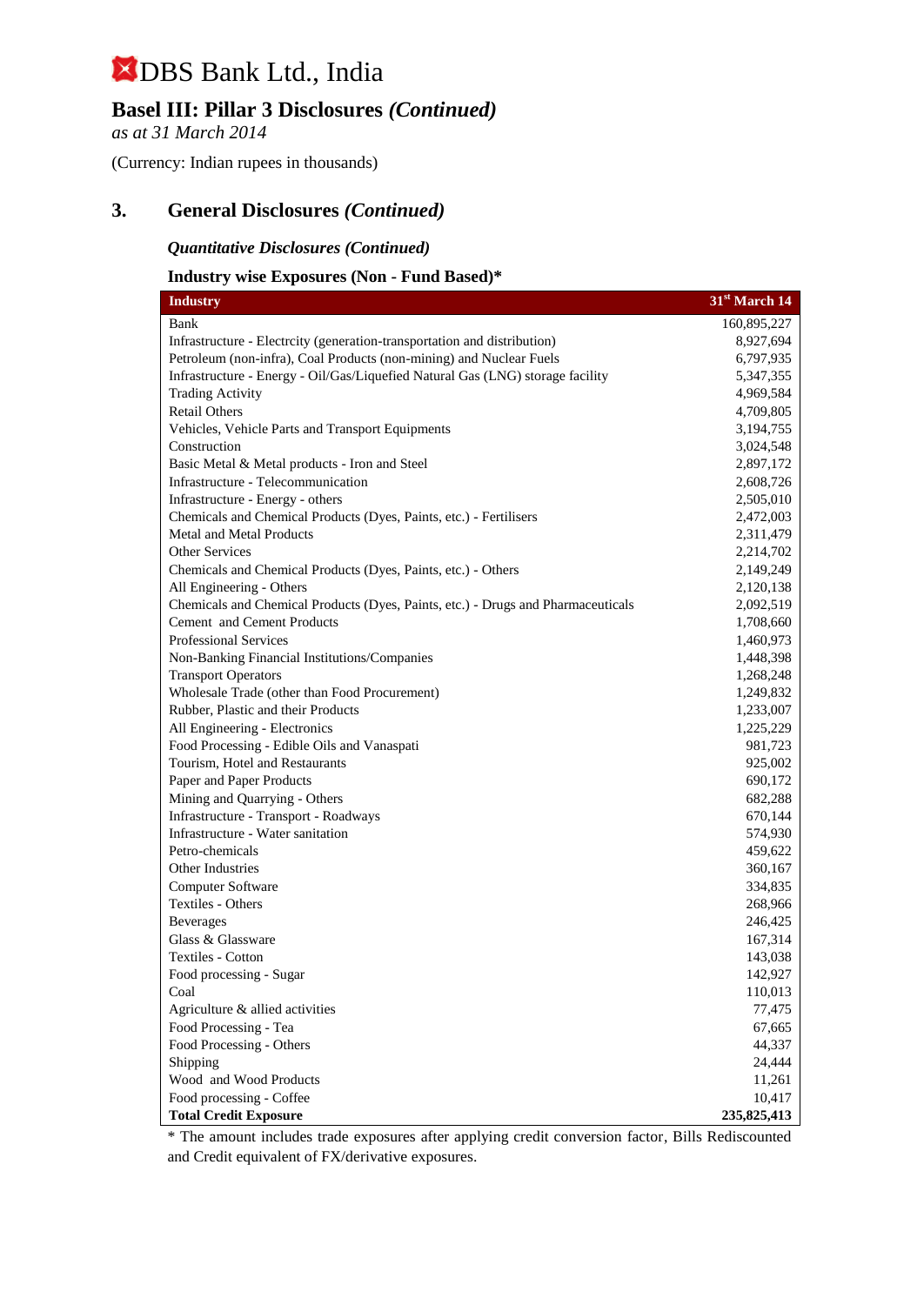# DBS Bank Ltd., India

## Basel III: Pillar 3 Disclosures *(Continued)*

*as at 31 March 2014*

(Currency: Indian rupees in thousands)

## 3. General Disclosures *(Continued)*

### *Quantitative Disclosures (Continued)*

### Industry wise Exposures (Non - Fund Based)*

| Industry | 31st March 14 |
|---|---|
| Bank | 160,895,227 |
| Infrastructure - Electrcity (generation-transportation and distribution) | 8,927,694 |
| Petroleum (non-infra), Coal Products (non-mining) and Nuclear Fuels | 6,797,935 |
| Infrastructure - Energy - Oil/Gas/Liquefied Natural Gas (LNG) storage facility | 5,347,355 |
| Trading Activity | 4,969,584 |
| Retail Others | 4,709,805 |
| Vehicles, Vehicle Parts and Transport Equipments | 3,194,755 |
| Construction | 3,024,548 |
| Basic Metal & Metal products - Iron and Steel | 2,897,172 |
| Infrastructure - Telecommunication | 2,608,726 |
| Infrastructure - Energy - others | 2,505,010 |
| Chemicals and Chemical Products (Dyes, Paints, etc.) - Fertilisers | 2,472,003 |
| Metal and Metal Products | 2,311,479 |
| Other Services | 2,214,702 |
| Chemicals and Chemical Products (Dyes, Paints, etc.) - Others | 2,149,249 |
| All Engineering - Others | 2,120,138 |
| Chemicals and Chemical Products (Dyes, Paints, etc.) - Drugs and Pharmaceuticals | 2,092,519 |
| Cement and Cement Products | 1,708,660 |
| Professional Services | 1,460,973 |
| Non-Banking Financial Institutions/Companies | 1,448,398 |
| Transport Operators | 1,268,248 |
| Wholesale Trade (other than Food Procurement) | 1,249,832 |
| Rubber, Plastic and their Products | 1,233,007 |
| All Engineering - Electronics | 1,225,229 |
| Food Processing - Edible Oils and Vanaspati | 981,723 |
| Tourism, Hotel and Restaurants | 925,002 |
| Paper and Paper Products | 690,172 |
| Mining and Quarrying - Others | 682,288 |
| Infrastructure - Transport - Roadways | 670,144 |
| Infrastructure - Water sanitation | 574,930 |
| Petro-chemicals | 459,622 |
| Other Industries | 360,167 |
| Computer Software | 334,835 |
| Textiles - Others | 268,966 |
| Beverages | 246,425 |
| Glass & Glassware | 167,314 |
| Textiles - Cotton | 143,038 |
| Food processing - Sugar | 142,927 |
| Coal | 110,013 |
| Agriculture & allied activities | 77,475 |
| Food Processing - Tea | 67,665 |
| Food Processing - Others | 44,337 |
| Shipping | 24,444 |
| Wood and Wood Products | 11,261 |
| Food processing - Coffee | 10,417 |
| **Total Credit Exposure** | **235,825,413** |

* The amount includes trade exposures after applying credit conversion factor, Bills Rediscounted and Credit equivalent of FX/derivative exposures.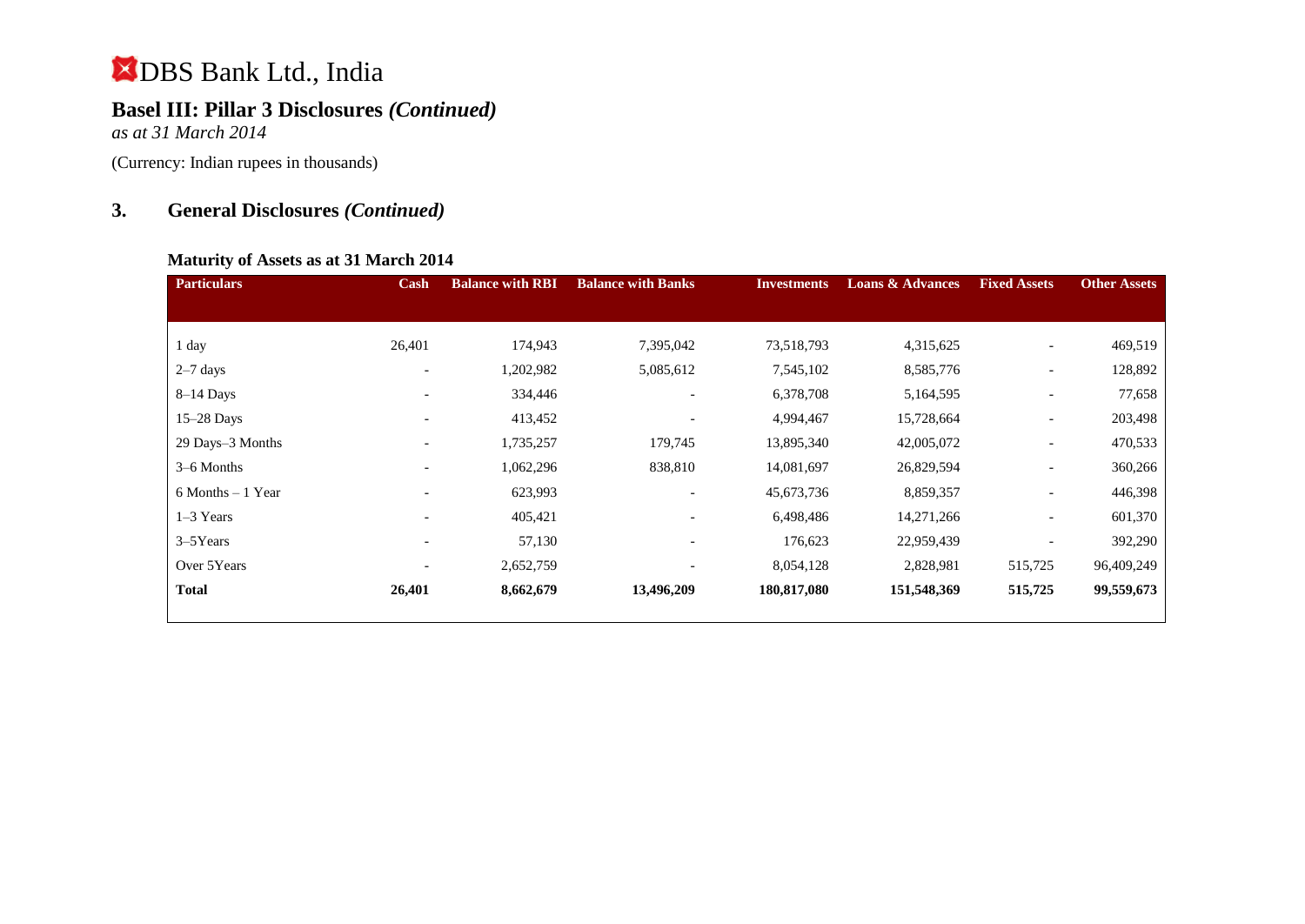# DBS Bank Ltd., India

## Basel III: Pillar 3 Disclosures *(Continued)*

*as at 31 March 2014*

(Currency: Indian rupees in thousands)

## 3. General Disclosures *(Continued)*

### Maturity of Assets as at 31 March 2014

| Particulars | Cash | Balance with RBI | Balance with Banks | Investments | Loans & Advances | Fixed Assets | Other Assets |
|---|---|---|---|---|---|---|---|
| 1 day | 26,401 | 174,943 | 7,395,042 | 73,518,793 | 4,315,625 | - | 469,519 |
| 2–7 days | - | 1,202,982 | 5,085,612 | 7,545,102 | 8,585,776 | - | 128,892 |
| 8–14 Days | - | 334,446 | - | 6,378,708 | 5,164,595 | - | 77,658 |
| 15–28 Days | - | 413,452 | - | 4,994,467 | 15,728,664 | - | 203,498 |
| 29 Days–3 Months | - | 1,735,257 | 179,745 | 13,895,340 | 42,005,072 | - | 470,533 |
| 3–6 Months | - | 1,062,296 | 838,810 | 14,081,697 | 26,829,594 | - | 360,266 |
| 6 Months – 1 Year | - | 623,993 | - | 45,673,736 | 8,859,357 | - | 446,398 |
| 1–3 Years | - | 405,421 | - | 6,498,486 | 14,271,266 | - | 601,370 |
| 3–5Years | - | 57,130 | - | 176,623 | 22,959,439 | - | 392,290 |
| Over 5Years | - | 2,652,759 | - | 8,054,128 | 2,828,981 | 515,725 | 96,409,249 |
| **Total** | **26,401** | **8,662,679** | **13,496,209** | **180,817,080** | **151,548,369** | **515,725** | **99,559,673** |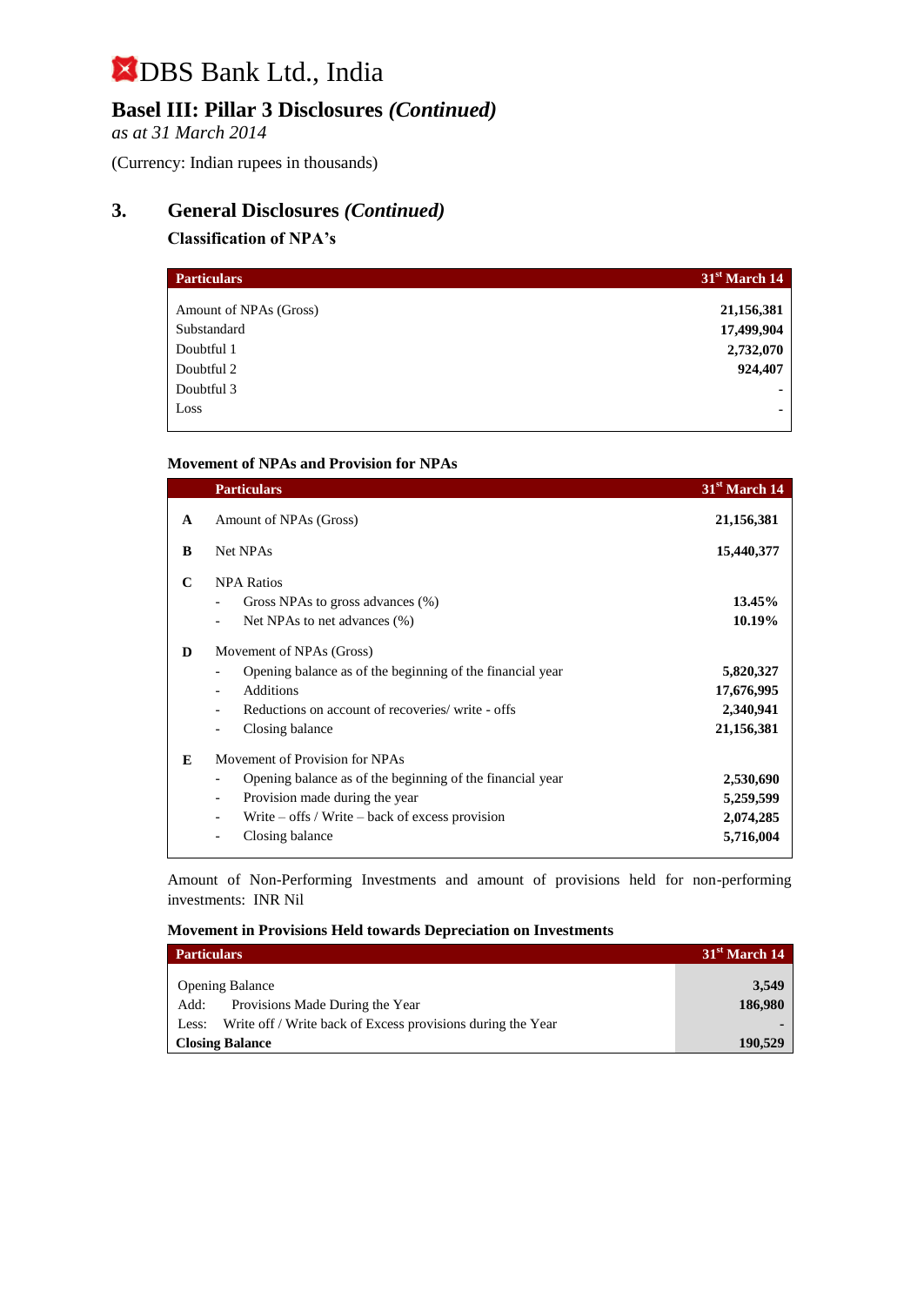# DBS Bank Ltd., India

## Basel III: Pillar 3 Disclosures *(Continued)*

*as at 31 March 2014*

(Currency: Indian rupees in thousands)

## 3. General Disclosures *(Continued)*

### Classification of NPA's

| Particulars | 31st March 14 |
|---|---|
| Amount of NPAs (Gross) | **21,156,381** |
| Substandard | **17,499,904** |
| Doubtful 1 | **2,732,070** |
| Doubtful 2 | **924,407** |
| Doubtful 3 | **-** |
| Loss | **-** |

### Movement of NPAs and Provision for NPAs

| | Particulars | 31st March 14 |
|---|---|---|
| **A** | Amount of NPAs (Gross) | **21,156,381** |
| **B** | Net NPAs | **15,440,377** |
| **C** | NPA Ratios | |
| | - Gross NPAs to gross advances (%) | **13.45%** |
| | - Net NPAs to net advances (%) | **10.19%** |
| **D** | Movement of NPAs (Gross) | |
| | - Opening balance as of the beginning of the financial year | **5,820,327** |
| | - Additions | **17,676,995** |
| | - Reductions on account of recoveries/ write - offs | **2,340,941** |
| | - Closing balance | **21,156,381** |
| **E** | Movement of Provision for NPAs | |
| | - Opening balance as of the beginning of the financial year | **2,530,690** |
| | - Provision made during the year | **5,259,599** |
| | - Write – offs / Write – back of excess provision | **2,074,285** |
| | - Closing balance | **5,716,004** |

Amount of Non-Performing Investments and amount of provisions held for non-performing investments: INR Nil

### Movement in Provisions Held towards Depreciation on Investments

| Particulars | 31st March 14 |
|---|---|
| Opening Balance | **3,549** |
| Add: Provisions Made During the Year | **186,980** |
| Less: Write off / Write back of Excess provisions during the Year | **-** |
| **Closing Balance** | **190,529** |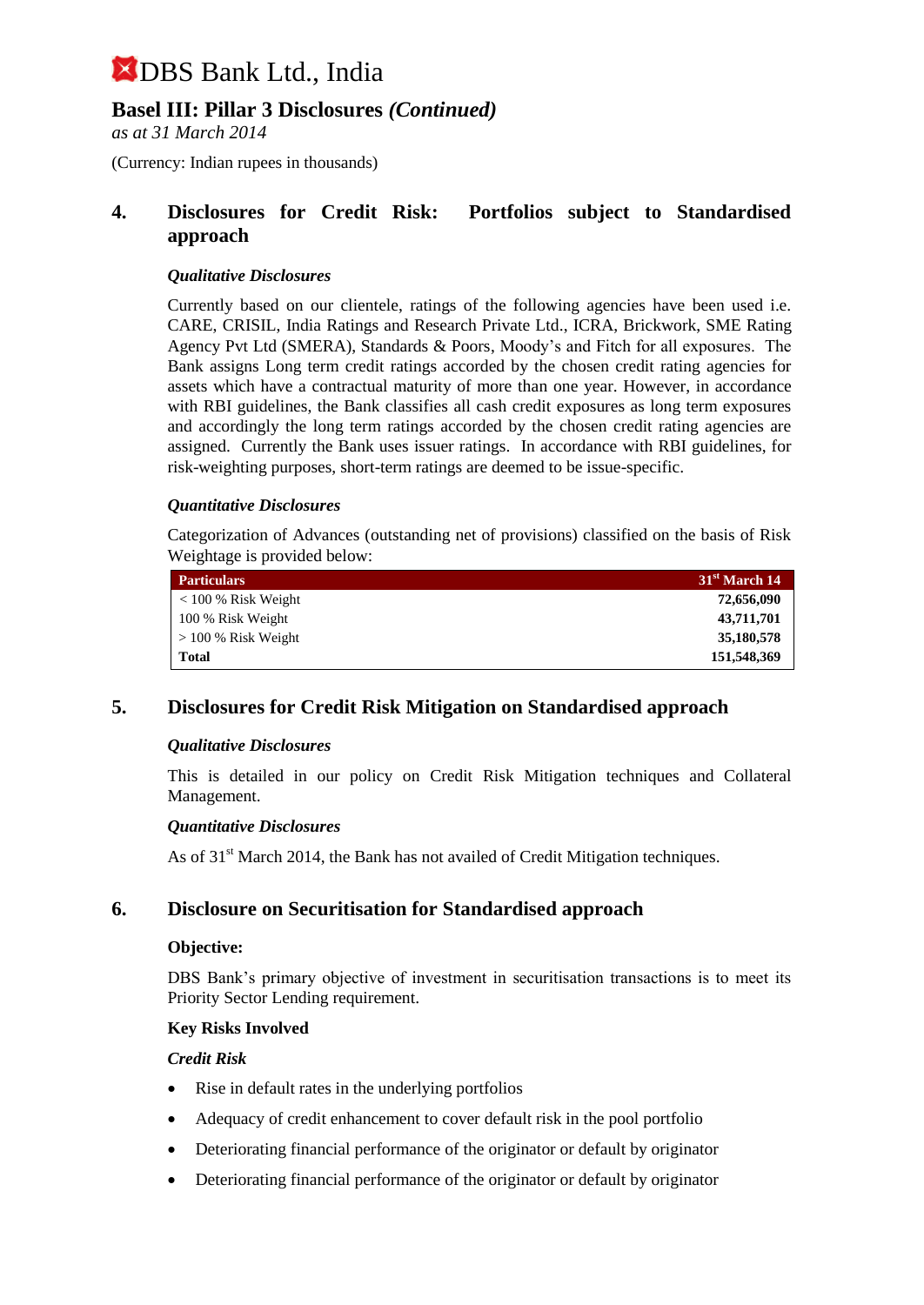# DBS Bank Ltd., India

## Basel III: Pillar 3 Disclosures *(Continued)*

*as at 31 March 2014*

(Currency: Indian rupees in thousands)

## 4. Disclosures for Credit Risk: Portfolios subject to Standardised approach

### *Qualitative Disclosures*

Currently based on our clientele, ratings of the following agencies have been used i.e. CARE, CRISIL, India Ratings and Research Private Ltd., ICRA, Brickwork, SME Rating Agency Pvt Ltd (SMERA), Standards & Poors, Moody's and Fitch for all exposures. The Bank assigns Long term credit ratings accorded by the chosen credit rating agencies for assets which have a contractual maturity of more than one year. However, in accordance with RBI guidelines, the Bank classifies all cash credit exposures as long term exposures and accordingly the long term ratings accorded by the chosen credit rating agencies are assigned. Currently the Bank uses issuer ratings. In accordance with RBI guidelines, for risk-weighting purposes, short-term ratings are deemed to be issue-specific.

### *Quantitative Disclosures*

Categorization of Advances (outstanding net of provisions) classified on the basis of Risk Weightage is provided below:

| Particulars | 31st March 14 |
|---|---|
| < 100 % Risk Weight | 72,656,090 |
| 100 % Risk Weight | 43,711,701 |
| > 100 % Risk Weight | 35,180,578 |
| **Total** | **151,548,369** |

## 5. Disclosures for Credit Risk Mitigation on Standardised approach

### *Qualitative Disclosures*

This is detailed in our policy on Credit Risk Mitigation techniques and Collateral Management.

### *Quantitative Disclosures*

As of 31st March 2014, the Bank has not availed of Credit Mitigation techniques.

## 6. Disclosure on Securitisation for Standardised approach

**Objective:**

DBS Bank's primary objective of investment in securitisation transactions is to meet its Priority Sector Lending requirement.

**Key Risks Involved**

***Credit Risk***

- Rise in default rates in the underlying portfolios
- Adequacy of credit enhancement to cover default risk in the pool portfolio
- Deteriorating financial performance of the originator or default by originator
- Deteriorating financial performance of the originator or default by originator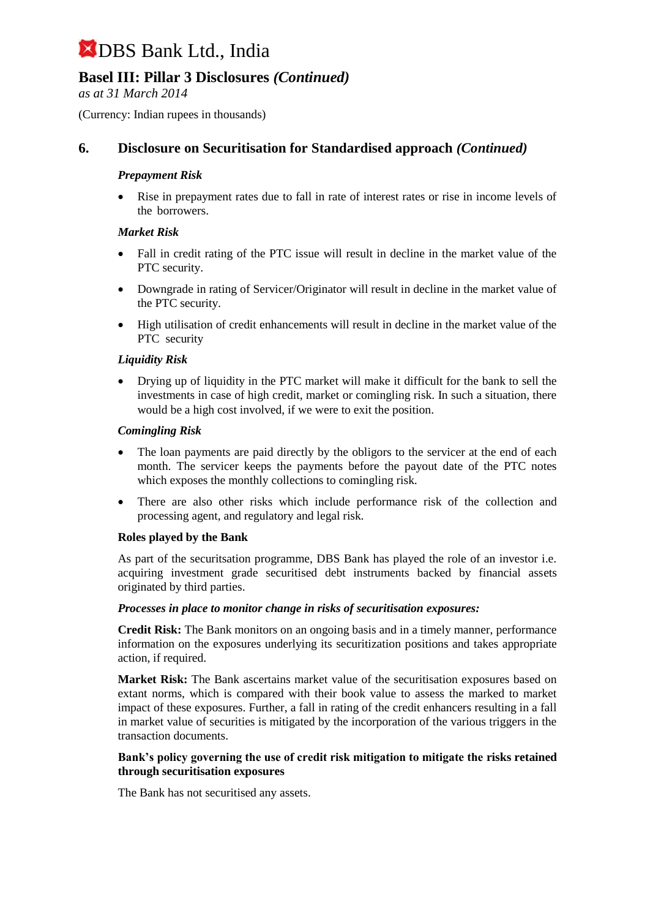# DBS Bank Ltd., India

## Basel III: Pillar 3 Disclosures *(Continued)*

*as at 31 March 2014*

(Currency: Indian rupees in thousands)

## 6. Disclosure on Securitisation for Standardised approach *(Continued)*

***Prepayment Risk***

- Rise in prepayment rates due to fall in rate of interest rates or rise in income levels of the borrowers.

***Market Risk***

- Fall in credit rating of the PTC issue will result in decline in the market value of the PTC security.
- Downgrade in rating of Servicer/Originator will result in decline in the market value of the PTC security.
- High utilisation of credit enhancements will result in decline in the market value of the PTC security

***Liquidity Risk***

- Drying up of liquidity in the PTC market will make it difficult for the bank to sell the investments in case of high credit, market or comingling risk. In such a situation, there would be a high cost involved, if we were to exit the position.

***Comingling Risk***

- The loan payments are paid directly by the obligors to the servicer at the end of each month. The servicer keeps the payments before the payout date of the PTC notes which exposes the monthly collections to comingling risk.
- There are also other risks which include performance risk of the collection and processing agent, and regulatory and legal risk.

**Roles played by the Bank**

As part of the securitsation programme, DBS Bank has played the role of an investor i.e. acquiring investment grade securitised debt instruments backed by financial assets originated by third parties.

***Processes in place to monitor change in risks of securitisation exposures:***

**Credit Risk:** The Bank monitors on an ongoing basis and in a timely manner, performance information on the exposures underlying its securitization positions and takes appropriate action, if required.

**Market Risk:** The Bank ascertains market value of the securitisation exposures based on extant norms, which is compared with their book value to assess the marked to market impact of these exposures. Further, a fall in rating of the credit enhancers resulting in a fall in market value of securities is mitigated by the incorporation of the various triggers in the transaction documents.

**Bank's policy governing the use of credit risk mitigation to mitigate the risks retained through securitisation exposures**

The Bank has not securitised any assets.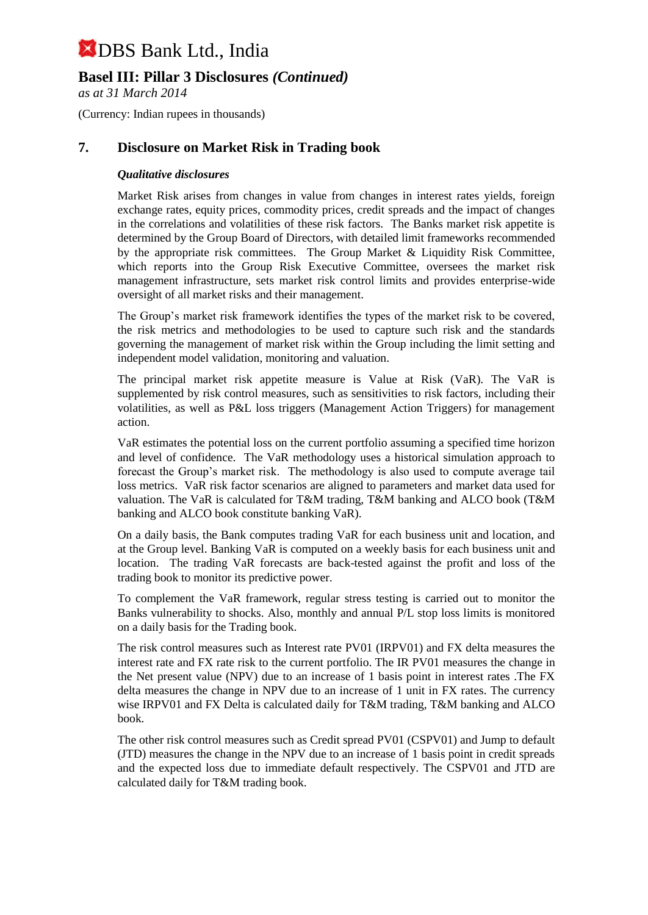# DBS Bank Ltd., India

## Basel III: Pillar 3 Disclosures *(Continued)*

*as at 31 March 2014*

(Currency: Indian rupees in thousands)

## 7. Disclosure on Market Risk in Trading book

***Qualitative disclosures***

Market Risk arises from changes in value from changes in interest rates yields, foreign exchange rates, equity prices, commodity prices, credit spreads and the impact of changes in the correlations and volatilities of these risk factors. The Banks market risk appetite is determined by the Group Board of Directors, with detailed limit frameworks recommended by the appropriate risk committees. The Group Market & Liquidity Risk Committee, which reports into the Group Risk Executive Committee, oversees the market risk management infrastructure, sets market risk control limits and provides enterprise-wide oversight of all market risks and their management.

The Group's market risk framework identifies the types of the market risk to be covered, the risk metrics and methodologies to be used to capture such risk and the standards governing the management of market risk within the Group including the limit setting and independent model validation, monitoring and valuation.

The principal market risk appetite measure is Value at Risk (VaR). The VaR is supplemented by risk control measures, such as sensitivities to risk factors, including their volatilities, as well as P&L loss triggers (Management Action Triggers) for management action.

VaR estimates the potential loss on the current portfolio assuming a specified time horizon and level of confidence. The VaR methodology uses a historical simulation approach to forecast the Group's market risk. The methodology is also used to compute average tail loss metrics. VaR risk factor scenarios are aligned to parameters and market data used for valuation. The VaR is calculated for T&M trading, T&M banking and ALCO book (T&M banking and ALCO book constitute banking VaR).

On a daily basis, the Bank computes trading VaR for each business unit and location, and at the Group level. Banking VaR is computed on a weekly basis for each business unit and location. The trading VaR forecasts are back-tested against the profit and loss of the trading book to monitor its predictive power.

To complement the VaR framework, regular stress testing is carried out to monitor the Banks vulnerability to shocks. Also, monthly and annual P/L stop loss limits is monitored on a daily basis for the Trading book.

The risk control measures such as Interest rate PV01 (IRPV01) and FX delta measures the interest rate and FX rate risk to the current portfolio. The IR PV01 measures the change in the Net present value (NPV) due to an increase of 1 basis point in interest rates .The FX delta measures the change in NPV due to an increase of 1 unit in FX rates. The currency wise IRPV01 and FX Delta is calculated daily for T&M trading, T&M banking and ALCO book.

The other risk control measures such as Credit spread PV01 (CSPV01) and Jump to default (JTD) measures the change in the NPV due to an increase of 1 basis point in credit spreads and the expected loss due to immediate default respectively. The CSPV01 and JTD are calculated daily for T&M trading book.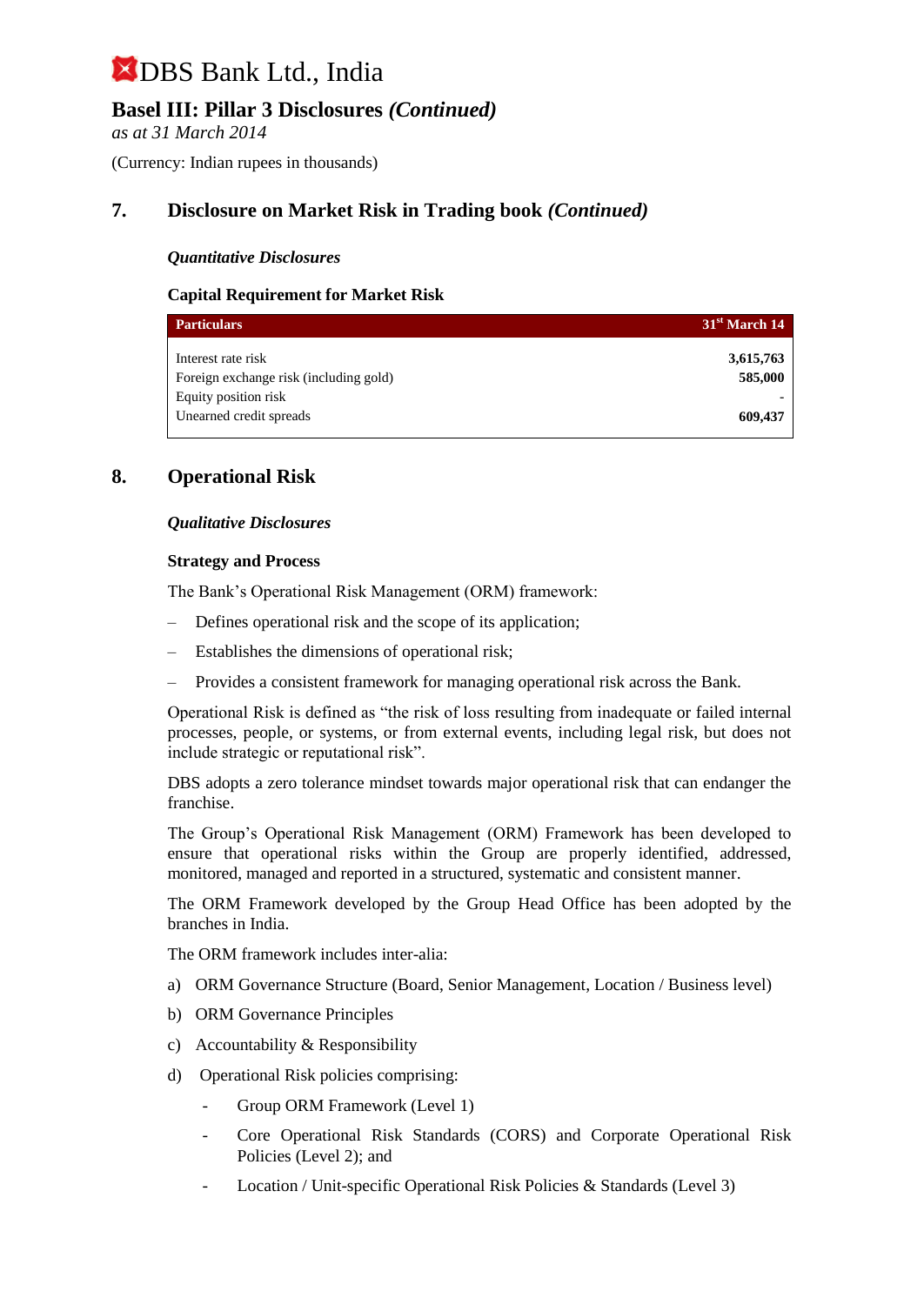# DBS Bank Ltd., India

## Basel III: Pillar 3 Disclosures *(Continued)*

*as at 31 March 2014*

(Currency: Indian rupees in thousands)

## 7. Disclosure on Market Risk in Trading book *(Continued)*

***Quantitative Disclosures***

**Capital Requirement for Market Risk**

| Particulars | 31st March 14 |
|---|---|
| Interest rate risk | **3,615,763** |
| Foreign exchange risk (including gold) | **585,000** |
| Equity position risk | - |
| Unearned credit spreads | **609,437** |

## 8. Operational Risk

***Qualitative Disclosures***

**Strategy and Process**

The Bank's Operational Risk Management (ORM) framework:

- Defines operational risk and the scope of its application;
- Establishes the dimensions of operational risk;
- Provides a consistent framework for managing operational risk across the Bank.

Operational Risk is defined as "the risk of loss resulting from inadequate or failed internal processes, people, or systems, or from external events, including legal risk, but does not include strategic or reputational risk".

DBS adopts a zero tolerance mindset towards major operational risk that can endanger the franchise.

The Group's Operational Risk Management (ORM) Framework has been developed to ensure that operational risks within the Group are properly identified, addressed, monitored, managed and reported in a structured, systematic and consistent manner.

The ORM Framework developed by the Group Head Office has been adopted by the branches in India.

The ORM framework includes inter-alia:

a) ORM Governance Structure (Board, Senior Management, Location / Business level)

b) ORM Governance Principles

c) Accountability & Responsibility

d) Operational Risk policies comprising:

- Group ORM Framework (Level 1)
- Core Operational Risk Standards (CORS) and Corporate Operational Risk Policies (Level 2); and
- Location / Unit-specific Operational Risk Policies & Standards (Level 3)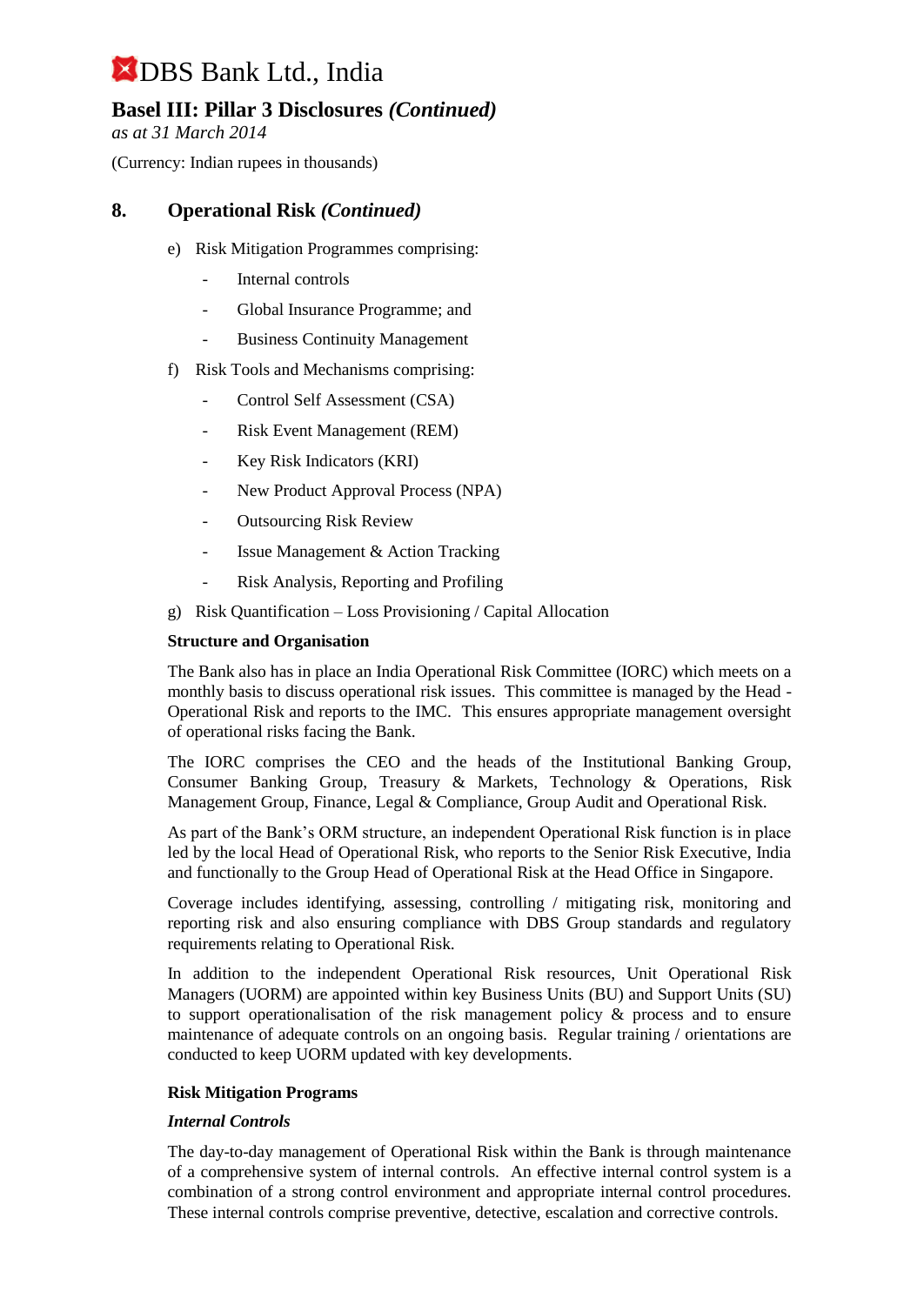## 8. Operational Risk *(Continued)*

e) Risk Mitigation Programmes comprising:

- Internal controls
- Global Insurance Programme; and
- Business Continuity Management

f) Risk Tools and Mechanisms comprising:

- Control Self Assessment (CSA)
- Risk Event Management (REM)
- Key Risk Indicators (KRI)
- New Product Approval Process (NPA)
- Outsourcing Risk Review
- Issue Management & Action Tracking
- Risk Analysis, Reporting and Profiling

g) Risk Quantification – Loss Provisioning / Capital Allocation

**Structure and Organisation**

The Bank also has in place an India Operational Risk Committee (IORC) which meets on a monthly basis to discuss operational risk issues. This committee is managed by the Head - Operational Risk and reports to the IMC. This ensures appropriate management oversight of operational risks facing the Bank.

The IORC comprises the CEO and the heads of the Institutional Banking Group, Consumer Banking Group, Treasury & Markets, Technology & Operations, Risk Management Group, Finance, Legal & Compliance, Group Audit and Operational Risk.

As part of the Bank's ORM structure, an independent Operational Risk function is in place led by the local Head of Operational Risk, who reports to the Senior Risk Executive, India and functionally to the Group Head of Operational Risk at the Head Office in Singapore.

Coverage includes identifying, assessing, controlling / mitigating risk, monitoring and reporting risk and also ensuring compliance with DBS Group standards and regulatory requirements relating to Operational Risk.

In addition to the independent Operational Risk resources, Unit Operational Risk Managers (UORM) are appointed within key Business Units (BU) and Support Units (SU) to support operationalisation of the risk management policy & process and to ensure maintenance of adequate controls on an ongoing basis. Regular training / orientations are conducted to keep UORM updated with key developments.

**Risk Mitigation Programs**

***Internal Controls***

The day-to-day management of Operational Risk within the Bank is through maintenance of a comprehensive system of internal controls. An effective internal control system is a combination of a strong control environment and appropriate internal control procedures. These internal controls comprise preventive, detective, escalation and corrective controls.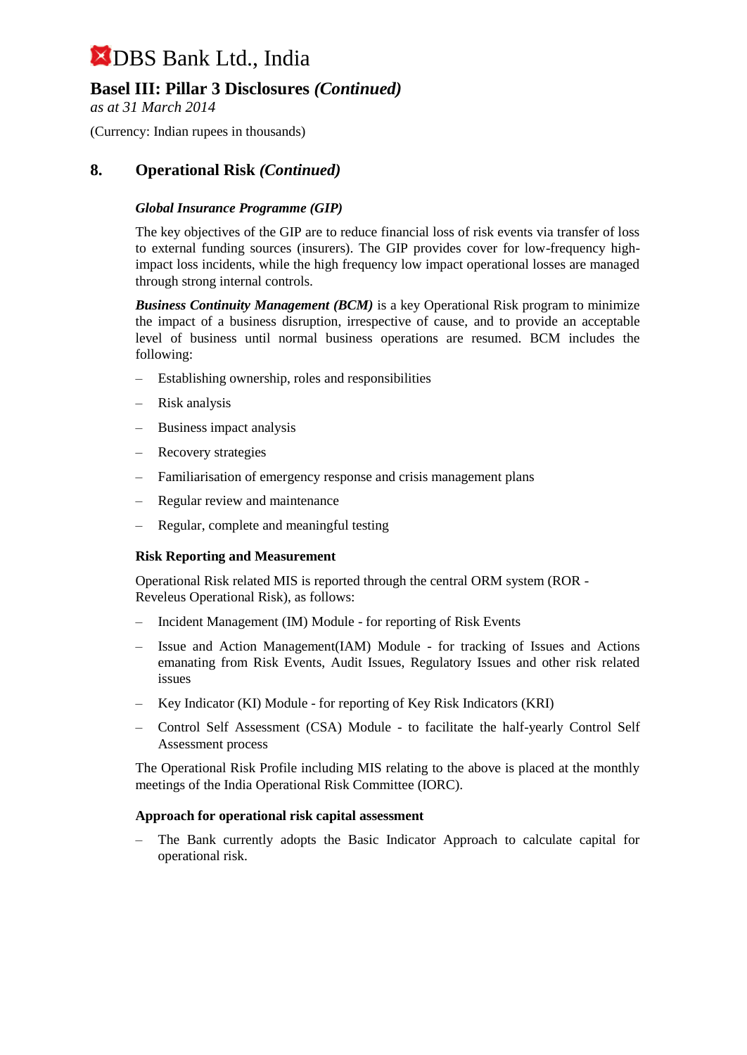# DBS Bank Ltd., India

## Basel III: Pillar 3 Disclosures *(Continued)*

*as at 31 March 2014*

(Currency: Indian rupees in thousands)

## 8. Operational Risk *(Continued)*

***Global Insurance Programme (GIP)***

The key objectives of the GIP are to reduce financial loss of risk events via transfer of loss to external funding sources (insurers). The GIP provides cover for low-frequency high-impact loss incidents, while the high frequency low impact operational losses are managed through strong internal controls.

***Business Continuity Management (BCM)*** is a key Operational Risk program to minimize the impact of a business disruption, irrespective of cause, and to provide an acceptable level of business until normal business operations are resumed. BCM includes the following:

- Establishing ownership, roles and responsibilities
- Risk analysis
- Business impact analysis
- Recovery strategies
- Familiarisation of emergency response and crisis management plans
- Regular review and maintenance
- Regular, complete and meaningful testing

**Risk Reporting and Measurement**

Operational Risk related MIS is reported through the central ORM system (ROR - Reveleus Operational Risk), as follows:

- Incident Management (IM) Module - for reporting of Risk Events
- Issue and Action Management(IAM) Module - for tracking of Issues and Actions emanating from Risk Events, Audit Issues, Regulatory Issues and other risk related issues
- Key Indicator (KI) Module - for reporting of Key Risk Indicators (KRI)
- Control Self Assessment (CSA) Module - to facilitate the half-yearly Control Self Assessment process

The Operational Risk Profile including MIS relating to the above is placed at the monthly meetings of the India Operational Risk Committee (IORC).

**Approach for operational risk capital assessment**

- The Bank currently adopts the Basic Indicator Approach to calculate capital for operational risk.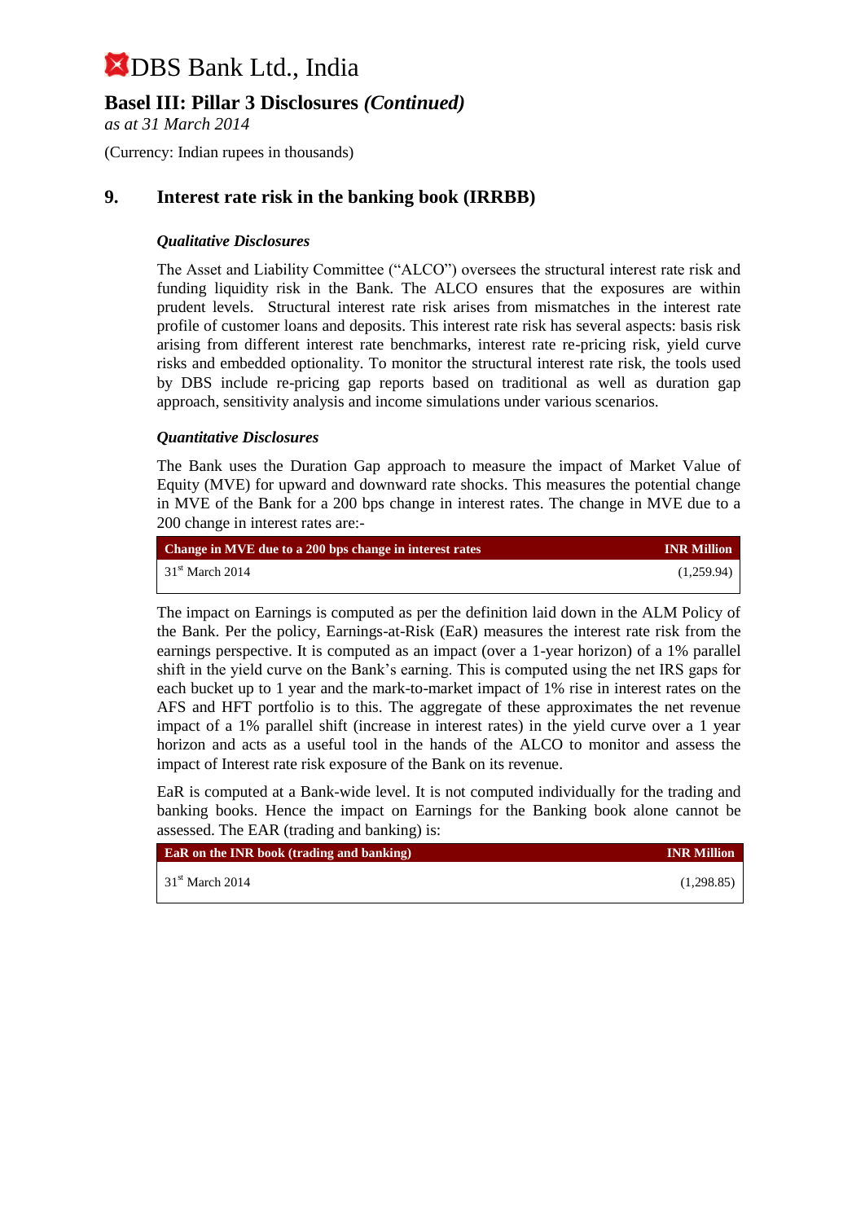# DBS Bank Ltd., India

## Basel III: Pillar 3 Disclosures *(Continued)*

*as at 31 March 2014*

(Currency: Indian rupees in thousands)

## 9. Interest rate risk in the banking book (IRRBB)

### *Qualitative Disclosures*

The Asset and Liability Committee ("ALCO") oversees the structural interest rate risk and funding liquidity risk in the Bank. The ALCO ensures that the exposures are within prudent levels. Structural interest rate risk arises from mismatches in the interest rate profile of customer loans and deposits. This interest rate risk has several aspects: basis risk arising from different interest rate benchmarks, interest rate re-pricing risk, yield curve risks and embedded optionality. To monitor the structural interest rate risk, the tools used by DBS include re-pricing gap reports based on traditional as well as duration gap approach, sensitivity analysis and income simulations under various scenarios.

### *Quantitative Disclosures*

The Bank uses the Duration Gap approach to measure the impact of Market Value of Equity (MVE) for upward and downward rate shocks. This measures the potential change in MVE of the Bank for a 200 bps change in interest rates. The change in MVE due to a 200 change in interest rates are:-

| Change in MVE due to a 200 bps change in interest rates | INR Million |
|---|---|
| 31st March 2014 | (1,259.94) |

The impact on Earnings is computed as per the definition laid down in the ALM Policy of the Bank. Per the policy, Earnings-at-Risk (EaR) measures the interest rate risk from the earnings perspective. It is computed as an impact (over a 1-year horizon) of a 1% parallel shift in the yield curve on the Bank's earning. This is computed using the net IRS gaps for each bucket up to 1 year and the mark-to-market impact of 1% rise in interest rates on the AFS and HFT portfolio is to this. The aggregate of these approximates the net revenue impact of a 1% parallel shift (increase in interest rates) in the yield curve over a 1 year horizon and acts as a useful tool in the hands of the ALCO to monitor and assess the impact of Interest rate risk exposure of the Bank on its revenue.

EaR is computed at a Bank-wide level. It is not computed individually for the trading and banking books. Hence the impact on Earnings for the Banking book alone cannot be assessed. The EAR (trading and banking) is:

| EaR on the INR book (trading and banking) | INR Million |
|---|---|
| 31st March 2014 | (1,298.85) |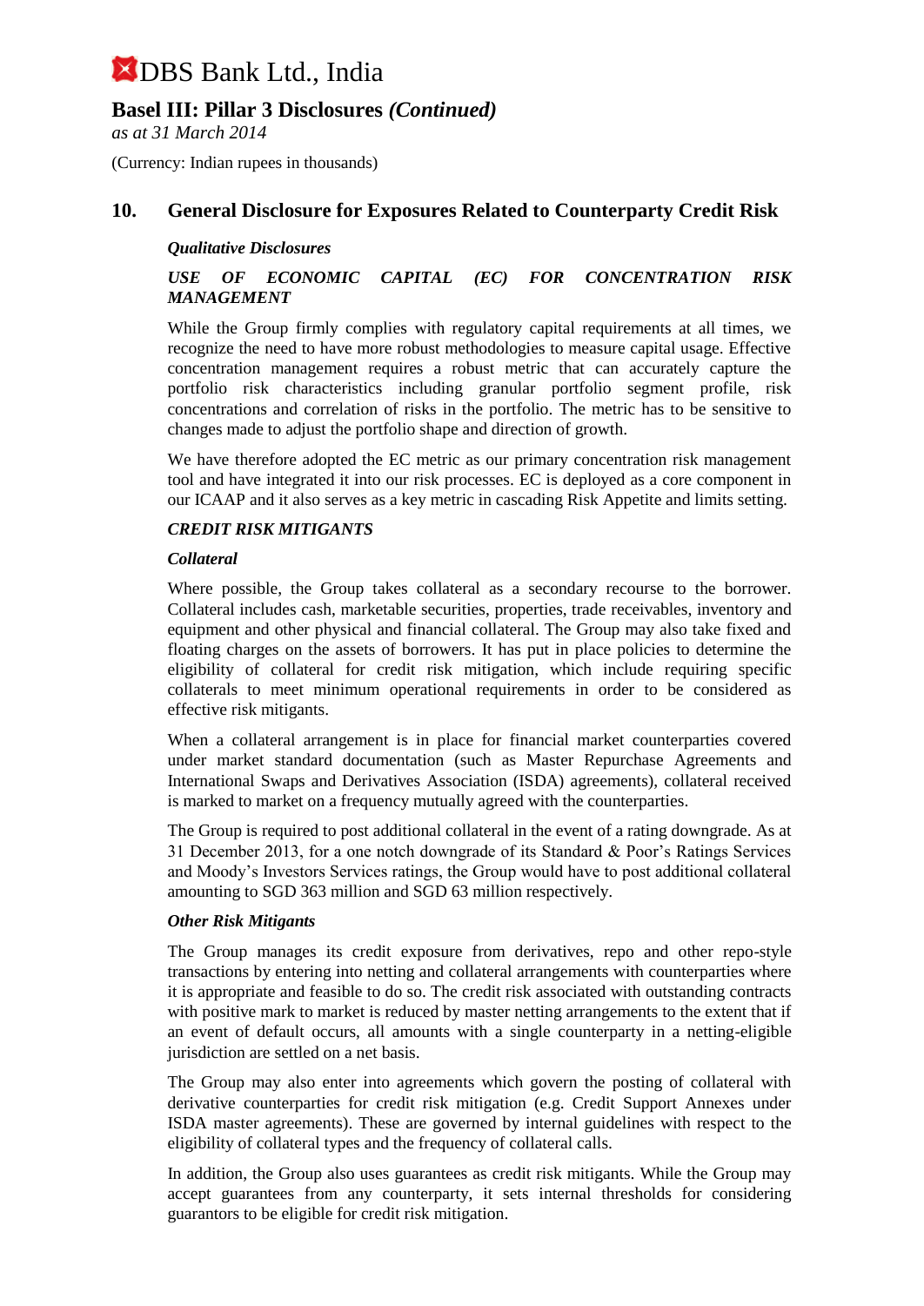## 10. General Disclosure for Exposures Related to Counterparty Credit Risk

***Qualitative Disclosures***

***USE OF ECONOMIC CAPITAL (EC) FOR CONCENTRATION RISK MANAGEMENT***

While the Group firmly complies with regulatory capital requirements at all times, we recognize the need to have more robust methodologies to measure capital usage. Effective concentration management requires a robust metric that can accurately capture the portfolio risk characteristics including granular portfolio segment profile, risk concentrations and correlation of risks in the portfolio. The metric has to be sensitive to changes made to adjust the portfolio shape and direction of growth.

We have therefore adopted the EC metric as our primary concentration risk management tool and have integrated it into our risk processes. EC is deployed as a core component in our ICAAP and it also serves as a key metric in cascading Risk Appetite and limits setting.

***CREDIT RISK MITIGANTS***

***Collateral***

Where possible, the Group takes collateral as a secondary recourse to the borrower. Collateral includes cash, marketable securities, properties, trade receivables, inventory and equipment and other physical and financial collateral. The Group may also take fixed and floating charges on the assets of borrowers. It has put in place policies to determine the eligibility of collateral for credit risk mitigation, which include requiring specific collaterals to meet minimum operational requirements in order to be considered as effective risk mitigants.

When a collateral arrangement is in place for financial market counterparties covered under market standard documentation (such as Master Repurchase Agreements and International Swaps and Derivatives Association (ISDA) agreements), collateral received is marked to market on a frequency mutually agreed with the counterparties.

The Group is required to post additional collateral in the event of a rating downgrade. As at 31 December 2013, for a one notch downgrade of its Standard & Poor's Ratings Services and Moody's Investors Services ratings, the Group would have to post additional collateral amounting to SGD 363 million and SGD 63 million respectively.

***Other Risk Mitigants***

The Group manages its credit exposure from derivatives, repo and other repo-style transactions by entering into netting and collateral arrangements with counterparties where it is appropriate and feasible to do so. The credit risk associated with outstanding contracts with positive mark to market is reduced by master netting arrangements to the extent that if an event of default occurs, all amounts with a single counterparty in a netting-eligible jurisdiction are settled on a net basis.

The Group may also enter into agreements which govern the posting of collateral with derivative counterparties for credit risk mitigation (e.g. Credit Support Annexes under ISDA master agreements). These are governed by internal guidelines with respect to the eligibility of collateral types and the frequency of collateral calls.

In addition, the Group also uses guarantees as credit risk mitigants. While the Group may accept guarantees from any counterparty, it sets internal thresholds for considering guarantors to be eligible for credit risk mitigation.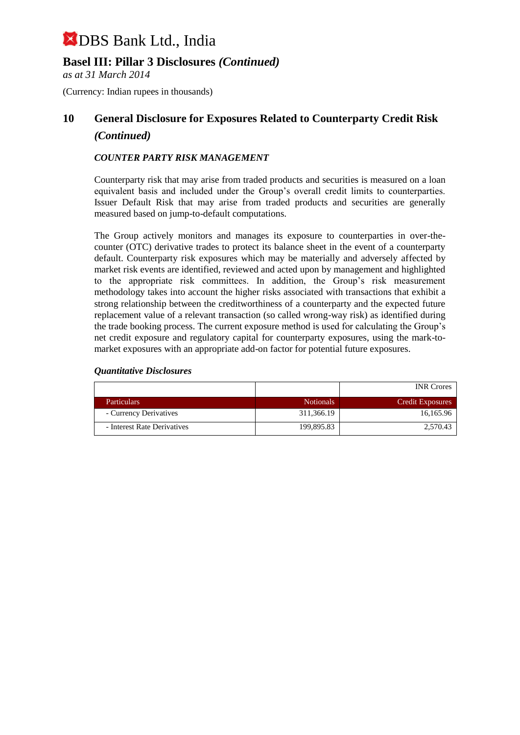# DBS Bank Ltd., India

## Basel III: Pillar 3 Disclosures *(Continued)*

*as at 31 March 2014*

(Currency: Indian rupees in thousands)

## 10 General Disclosure for Exposures Related to Counterparty Credit Risk *(Continued)*

### *COUNTER PARTY RISK MANAGEMENT*

Counterparty risk that may arise from traded products and securities is measured on a loan equivalent basis and included under the Group's overall credit limits to counterparties. Issuer Default Risk that may arise from traded products and securities are generally measured based on jump-to-default computations.

The Group actively monitors and manages its exposure to counterparties in over-the-counter (OTC) derivative trades to protect its balance sheet in the event of a counterparty default. Counterparty risk exposures which may be materially and adversely affected by market risk events are identified, reviewed and acted upon by management and highlighted to the appropriate risk committees. In addition, the Group's risk measurement methodology takes into account the higher risks associated with transactions that exhibit a strong relationship between the creditworthiness of a counterparty and the expected future replacement value of a relevant transaction (so called wrong-way risk) as identified during the trade booking process. The current exposure method is used for calculating the Group's net credit exposure and regulatory capital for counterparty exposures, using the mark-to-market exposures with an appropriate add-on factor for potential future exposures.

### *Quantitative Disclosures*

| | | INR Crores |
|---|---:|---:|
| **Particulars** | **Notionals** | **Credit Exposures** |
| - Currency Derivatives | 311,366.19 | 16,165.96 |
| - Interest Rate Derivatives | 199,895.83 | 2,570.43 |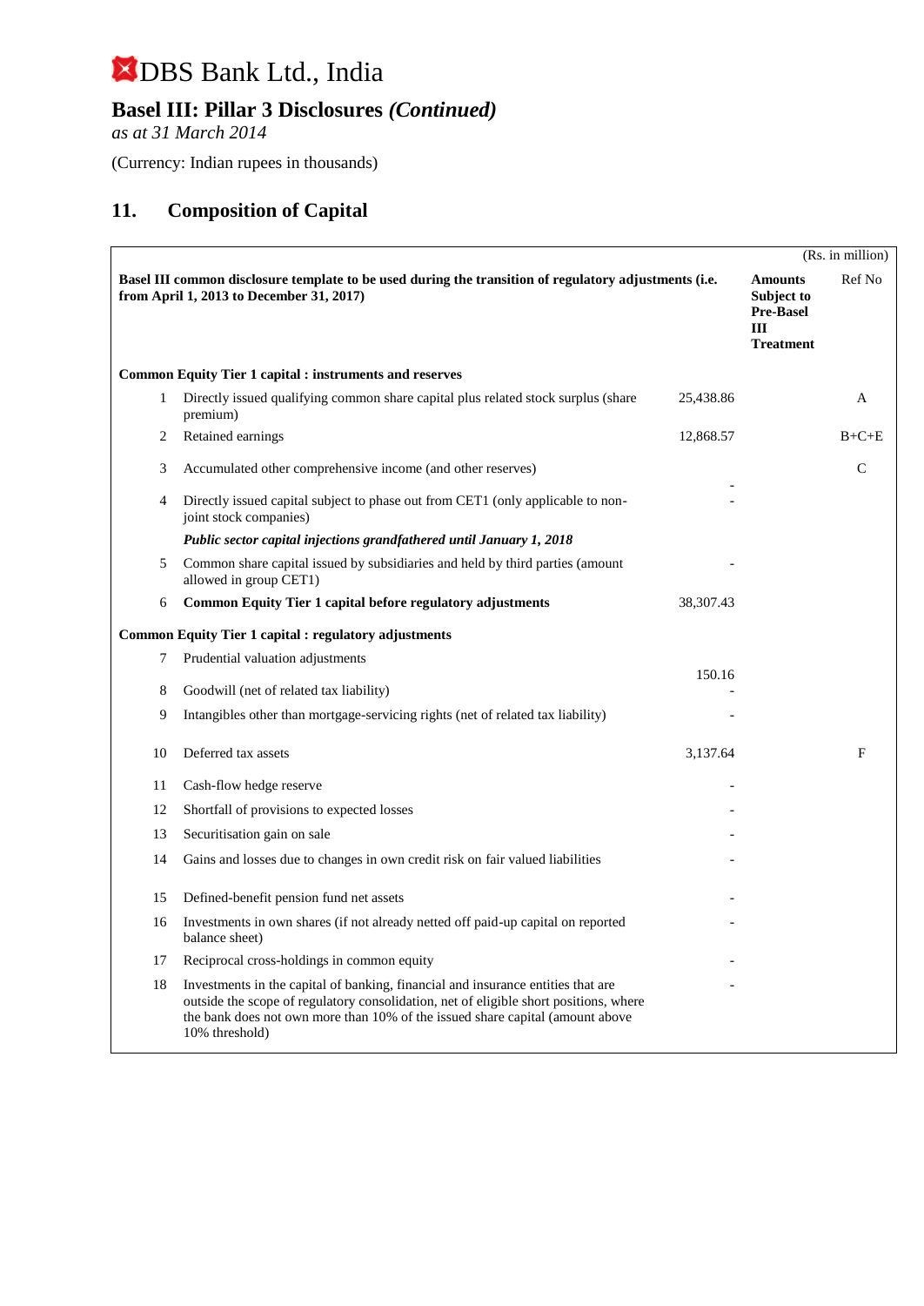# DBS Bank Ltd., India

## Basel III: Pillar 3 Disclosures *(Continued)*

*as at 31 March 2014*

(Currency: Indian rupees in thousands)

## 11. Composition of Capital

(Rs. in million)

| | Basel III common disclosure template to be used during the transition of regulatory adjustments (i.e. from April 1, 2013 to December 31, 2017) | | Amounts Subject to Pre-Basel III Treatment | Ref No |
|---|---|---|---|---|
| **Common Equity Tier 1 capital : instruments and reserves** | | | | |
| 1 | Directly issued qualifying common share capital plus related stock surplus (share premium) | 25,438.86 | | A |
| 2 | Retained earnings | 12,868.57 | | B+C+E |
| 3 | Accumulated other comprehensive income (and other reserves) | - | | C |
| 4 | Directly issued capital subject to phase out from CET1 (only applicable to non-joint stock companies) | - | | |
| | *Public sector capital injections grandfathered until January 1, 2018* | | | |
| 5 | Common share capital issued by subsidiaries and held by third parties (amount allowed in group CET1) | - | | |
| 6 | **Common Equity Tier 1 capital before regulatory adjustments** | 38,307.43 | | |
| **Common Equity Tier 1 capital : regulatory adjustments** | | | | |
| 7 | Prudential valuation adjustments | 150.16 | | |
| 8 | Goodwill (net of related tax liability) | - | | |
| 9 | Intangibles other than mortgage-servicing rights (net of related tax liability) | - | | |
| 10 | Deferred tax assets | 3,137.64 | | F |
| 11 | Cash-flow hedge reserve | - | | |
| 12 | Shortfall of provisions to expected losses | - | | |
| 13 | Securitisation gain on sale | - | | |
| 14 | Gains and losses due to changes in own credit risk on fair valued liabilities | - | | |
| 15 | Defined-benefit pension fund net assets | - | | |
| 16 | Investments in own shares (if not already netted off paid-up capital on reported balance sheet) | - | | |
| 17 | Reciprocal cross-holdings in common equity | - | | |
| 18 | Investments in the capital of banking, financial and insurance entities that are outside the scope of regulatory consolidation, net of eligible short positions, where the bank does not own more than 10% of the issued share capital (amount above 10% threshold) | - | | |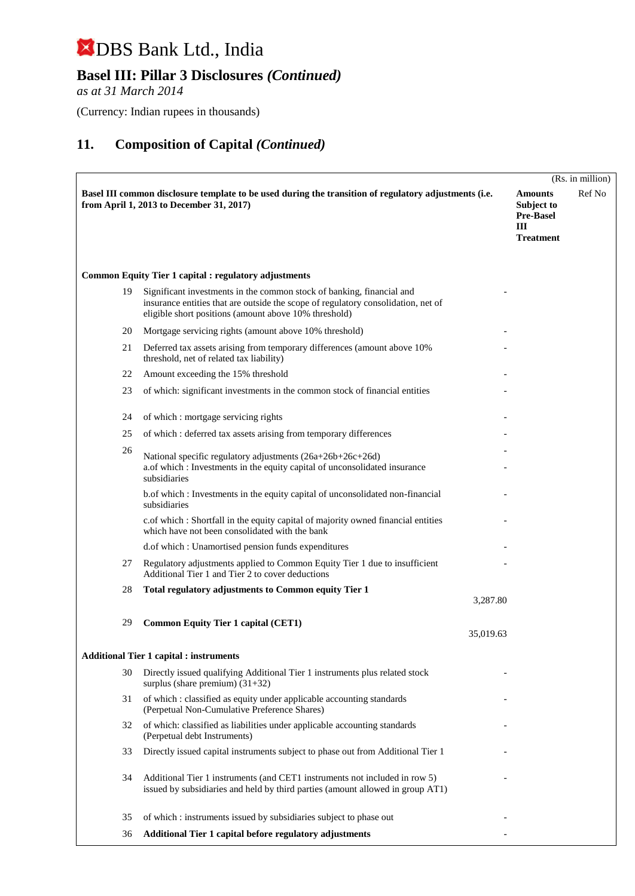# DBS Bank Ltd., India

## Basel III: Pillar 3 Disclosures *(Continued)*

*as at 31 March 2014*

(Currency: Indian rupees in thousands)

## 11. Composition of Capital *(Continued)*

(Rs. in million)

| Basel III common disclosure template to be used during the transition of regulatory adjustments (i.e. from April 1, 2013 to December 31, 2017) | | | Amounts Subject to Pre-Basel III Treatment | Ref No |
|---|---|---|---|---|
| **Common Equity Tier 1 capital : regulatory adjustments** | | | | |
| 19 | Significant investments in the common stock of banking, financial and insurance entities that are outside the scope of regulatory consolidation, net of eligible short positions (amount above 10% threshold) | - | | |
| 20 | Mortgage servicing rights (amount above 10% threshold) | - | | |
| 21 | Deferred tax assets arising from temporary differences (amount above 10% threshold, net of related tax liability) | - | | |
| 22 | Amount exceeding the 15% threshold | - | | |
| 23 | of which: significant investments in the common stock of financial entities | - | | |
| 24 | of which : mortgage servicing rights | - | | |
| 25 | of which : deferred tax assets arising from temporary differences | - | | |
| 26 | National specific regulatory adjustments (26a+26b+26c+26d) | - | | |
| | a.of which : Investments in the equity capital of unconsolidated insurance subsidiaries | - | | |
| | b.of which : Investments in the equity capital of unconsolidated non-financial subsidiaries | - | | |
| | c.of which : Shortfall in the equity capital of majority owned financial entities which have not been consolidated with the bank | - | | |
| | d.of which : Unamortised pension funds expenditures | - | | |
| 27 | Regulatory adjustments applied to Common Equity Tier 1 due to insufficient Additional Tier 1 and Tier 2 to cover deductions | - | | |
| 28 | **Total regulatory adjustments to Common equity Tier 1** | 3,287.80 | | |
| 29 | **Common Equity Tier 1 capital (CET1)** | 35,019.63 | | |
| **Additional Tier 1 capital : instruments** | | | | |
| 30 | Directly issued qualifying Additional Tier 1 instruments plus related stock surplus (share premium) (31+32) | - | | |
| 31 | of which : classified as equity under applicable accounting standards (Perpetual Non-Cumulative Preference Shares) | - | | |
| 32 | of which: classified as liabilities under applicable accounting standards (Perpetual debt Instruments) | - | | |
| 33 | Directly issued capital instruments subject to phase out from Additional Tier 1 | - | | |
| 34 | Additional Tier 1 instruments (and CET1 instruments not included in row 5) issued by subsidiaries and held by third parties (amount allowed in group AT1) | - | | |
| 35 | of which : instruments issued by subsidiaries subject to phase out | - | | |
| 36 | **Additional Tier 1 capital before regulatory adjustments** | - | | |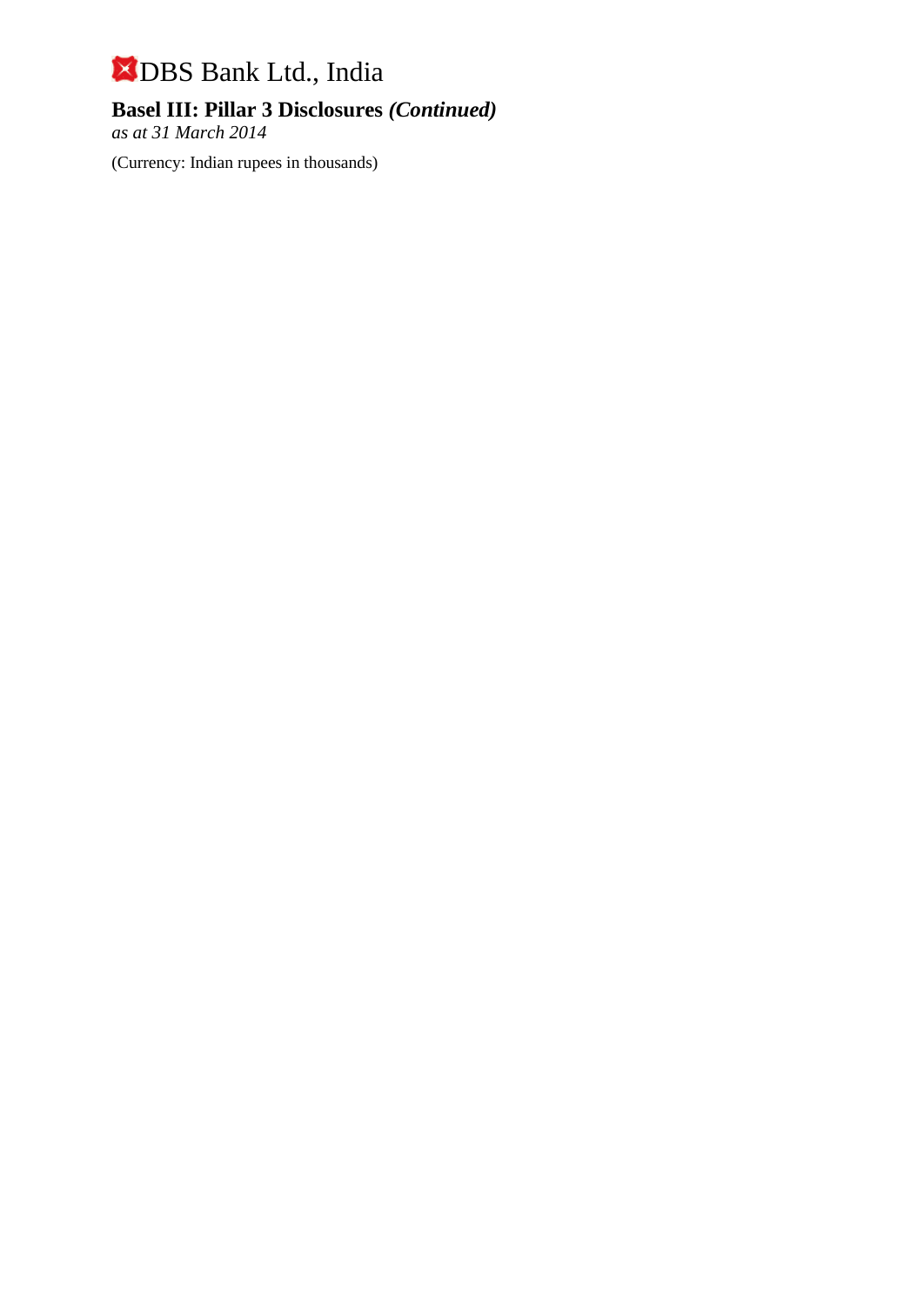# DBS Bank Ltd., India

## Basel III: Pillar 3 Disclosures *(Continued)*

*as at 31 March 2014*

(Currency: Indian rupees in thousands)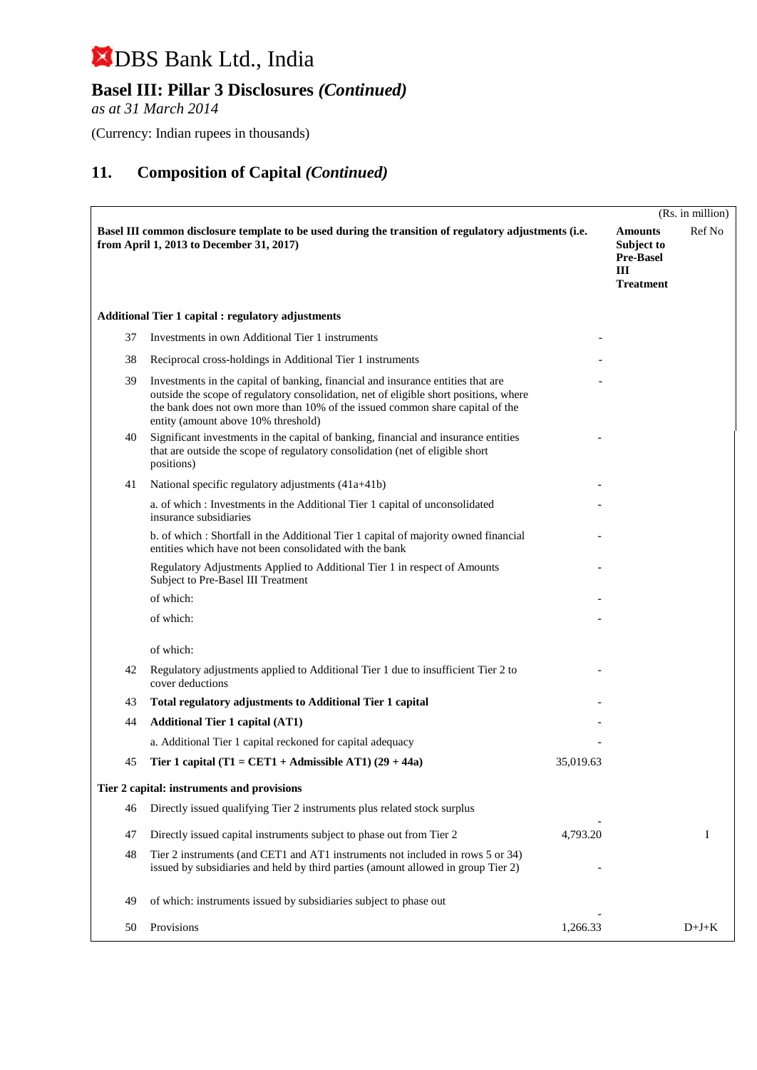# DBS Bank Ltd., India

## Basel III: Pillar 3 Disclosures *(Continued)*

*as at 31 March 2014*

(Currency: Indian rupees in thousands)

## 11. Composition of Capital *(Continued)*

(Rs. in million)

| | Basel III common disclosure template to be used during the transition of regulatory adjustments (i.e. from April 1, 2013 to December 31, 2017) | | Amounts Subject to Pre-Basel III Treatment | Ref No |
|---|---|---|---|---|
| | **Additional Tier 1 capital : regulatory adjustments** | | | |
| 37 | Investments in own Additional Tier 1 instruments | - | | |
| 38 | Reciprocal cross-holdings in Additional Tier 1 instruments | - | | |
| 39 | Investments in the capital of banking, financial and insurance entities that are outside the scope of regulatory consolidation, net of eligible short positions, where the bank does not own more than 10% of the issued common share capital of the entity (amount above 10% threshold) | - | | |
| 40 | Significant investments in the capital of banking, financial and insurance entities that are outside the scope of regulatory consolidation (net of eligible short positions) | - | | |
| 41 | National specific regulatory adjustments (41a+41b) | - | | |
| | a. of which : Investments in the Additional Tier 1 capital of unconsolidated insurance subsidiaries | - | | |
| | b. of which : Shortfall in the Additional Tier 1 capital of majority owned financial entities which have not been consolidated with the bank | - | | |
| | Regulatory Adjustments Applied to Additional Tier 1 in respect of Amounts Subject to Pre-Basel III Treatment | - | | |
| | of which: | - | | |
| | of which: | - | | |
| | of which: | | | |
| 42 | Regulatory adjustments applied to Additional Tier 1 due to insufficient Tier 2 to cover deductions | - | | |
| 43 | **Total regulatory adjustments to Additional Tier 1 capital** | - | | |
| 44 | **Additional Tier 1 capital (AT1)** | - | | |
| | a. Additional Tier 1 capital reckoned for capital adequacy | - | | |
| 45 | **Tier 1 capital (T1 = CET1 + Admissible AT1) (29 + 44a)** | 35,019.63 | | |
| | **Tier 2 capital: instruments and provisions** | | | |
| 46 | Directly issued qualifying Tier 2 instruments plus related stock surplus | - | | |
| 47 | Directly issued capital instruments subject to phase out from Tier 2 | 4,793.20 | | I |
| 48 | Tier 2 instruments (and CET1 and AT1 instruments not included in rows 5 or 34) issued by subsidiaries and held by third parties (amount allowed in group Tier 2) | - | | |
| 49 | of which: instruments issued by subsidiaries subject to phase out | - | | |
| 50 | Provisions | 1,266.33 | | D+J+K |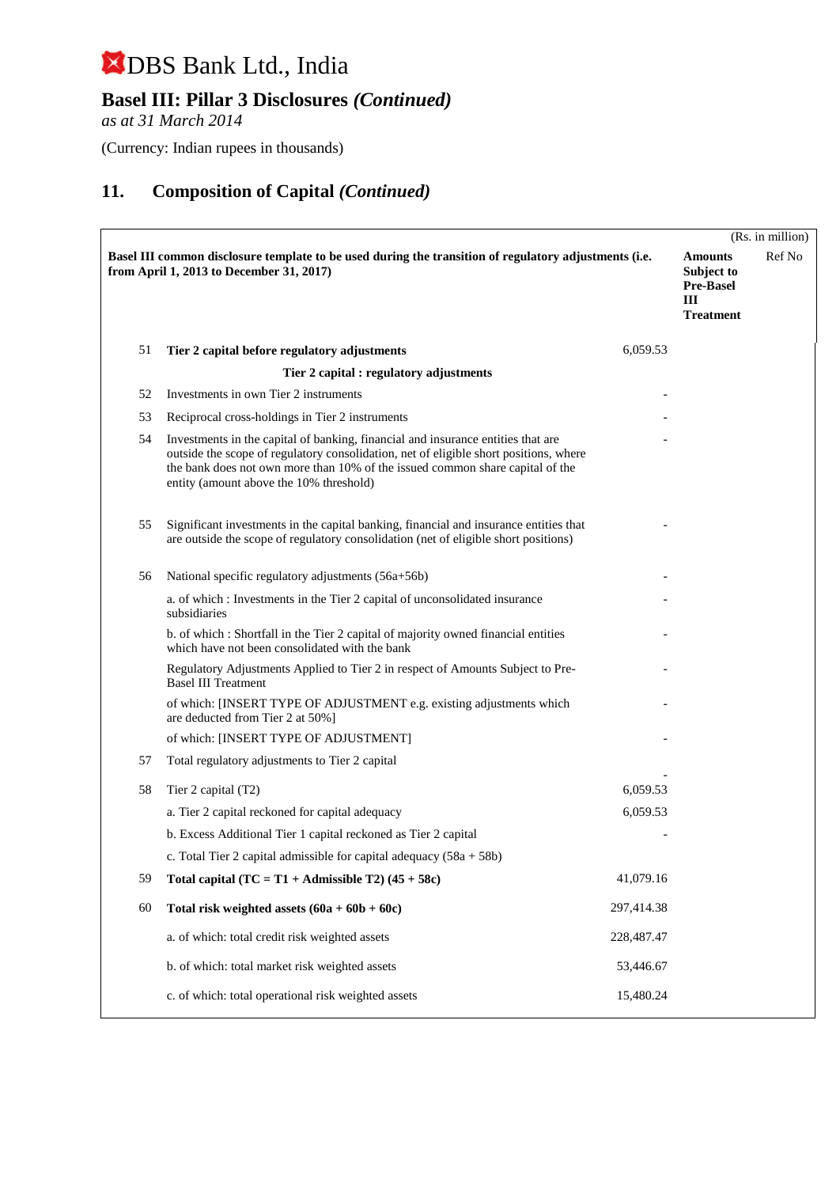# DBS Bank Ltd., India

## Basel III: Pillar 3 Disclosures *(Continued)*

*as at 31 March 2014*

(Currency: Indian rupees in thousands)

## 11. Composition of Capital *(Continued)*

(Rs. in million)

| | Basel III common disclosure template to be used during the transition of regulatory adjustments (i.e. from April 1, 2013 to December 31, 2017) | | Amounts Subject to Pre-Basel III Treatment | Ref No |
|---|---|---|---|---|
| 51 | **Tier 2 capital before regulatory adjustments** | 6,059.53 | | |
| | **Tier 2 capital : regulatory adjustments** | | | |
| 52 | Investments in own Tier 2 instruments | - | | |
| 53 | Reciprocal cross-holdings in Tier 2 instruments | - | | |
| 54 | Investments in the capital of banking, financial and insurance entities that are outside the scope of regulatory consolidation, net of eligible short positions, where the bank does not own more than 10% of the issued common share capital of the entity (amount above the 10% threshold) | - | | |
| 55 | Significant investments in the capital banking, financial and insurance entities that are outside the scope of regulatory consolidation (net of eligible short positions) | - | | |
| 56 | National specific regulatory adjustments (56a+56b) | - | | |
| | a. of which : Investments in the Tier 2 capital of unconsolidated insurance subsidiaries | - | | |
| | b. of which : Shortfall in the Tier 2 capital of majority owned financial entities which have not been consolidated with the bank | - | | |
| | Regulatory Adjustments Applied to Tier 2 in respect of Amounts Subject to Pre-Basel III Treatment | - | | |
| | of which: [INSERT TYPE OF ADJUSTMENT e.g. existing adjustments which are deducted from Tier 2 at 50%] | - | | |
| | of which: [INSERT TYPE OF ADJUSTMENT] | - | | |
| 57 | Total regulatory adjustments to Tier 2 capital | - | | |
| 58 | Tier 2 capital (T2) | 6,059.53 | | |
| | a. Tier 2 capital reckoned for capital adequacy | 6,059.53 | | |
| | b. Excess Additional Tier 1 capital reckoned as Tier 2 capital | - | | |
| | c. Total Tier 2 capital admissible for capital adequacy (58a + 58b) | | | |
| 59 | **Total capital (TC = T1 + Admissible T2) (45 + 58c)** | 41,079.16 | | |
| 60 | **Total risk weighted assets (60a + 60b + 60c)** | 297,414.38 | | |
| | a. of which: total credit risk weighted assets | 228,487.47 | | |
| | b. of which: total market risk weighted assets | 53,446.67 | | |
| | c. of which: total operational risk weighted assets | 15,480.24 | | |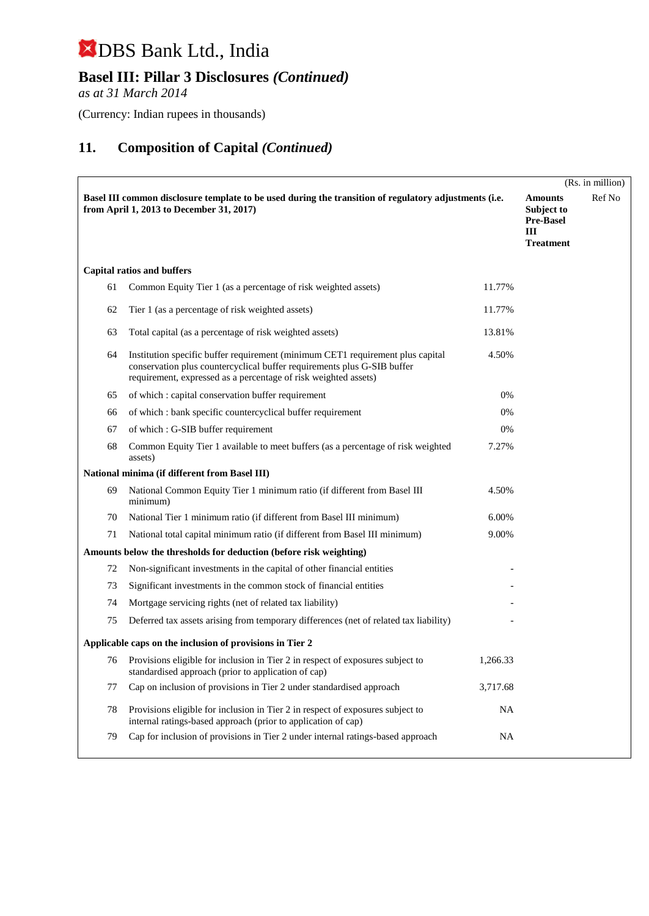# DBS Bank Ltd., India

## Basel III: Pillar 3 Disclosures *(Continued)*

*as at 31 March 2014*

(Currency: Indian rupees in thousands)

## 11. Composition of Capital *(Continued)*

(Rs. in million)

| | Basel III common disclosure template to be used during the transition of regulatory adjustments (i.e. from April 1, 2013 to December 31, 2017) | | Amounts Subject to Pre-Basel III Treatment | Ref No |
|---|---|---|---|---|
| **Capital ratios and buffers** | | | | |
| 61 | Common Equity Tier 1 (as a percentage of risk weighted assets) | 11.77% | | |
| 62 | Tier 1 (as a percentage of risk weighted assets) | 11.77% | | |
| 63 | Total capital (as a percentage of risk weighted assets) | 13.81% | | |
| 64 | Institution specific buffer requirement (minimum CET1 requirement plus capital conservation plus countercyclical buffer requirements plus G-SIB buffer requirement, expressed as a percentage of risk weighted assets) | 4.50% | | |
| 65 | of which : capital conservation buffer requirement | 0% | | |
| 66 | of which : bank specific countercyclical buffer requirement | 0% | | |
| 67 | of which : G-SIB buffer requirement | 0% | | |
| 68 | Common Equity Tier 1 available to meet buffers (as a percentage of risk weighted assets) | 7.27% | | |
| **National minima (if different from Basel III)** | | | | |
| 69 | National Common Equity Tier 1 minimum ratio (if different from Basel III minimum) | 4.50% | | |
| 70 | National Tier 1 minimum ratio (if different from Basel III minimum) | 6.00% | | |
| 71 | National total capital minimum ratio (if different from Basel III minimum) | 9.00% | | |
| **Amounts below the thresholds for deduction (before risk weighting)** | | | | |
| 72 | Non-significant investments in the capital of other financial entities | - | | |
| 73 | Significant investments in the common stock of financial entities | - | | |
| 74 | Mortgage servicing rights (net of related tax liability) | - | | |
| 75 | Deferred tax assets arising from temporary differences (net of related tax liability) | - | | |
| **Applicable caps on the inclusion of provisions in Tier 2** | | | | |
| 76 | Provisions eligible for inclusion in Tier 2 in respect of exposures subject to standardised approach (prior to application of cap) | 1,266.33 | | |
| 77 | Cap on inclusion of provisions in Tier 2 under standardised approach | 3,717.68 | | |
| 78 | Provisions eligible for inclusion in Tier 2 in respect of exposures subject to internal ratings-based approach (prior to application of cap) | NA | | |
| 79 | Cap for inclusion of provisions in Tier 2 under internal ratings-based approach | NA | | |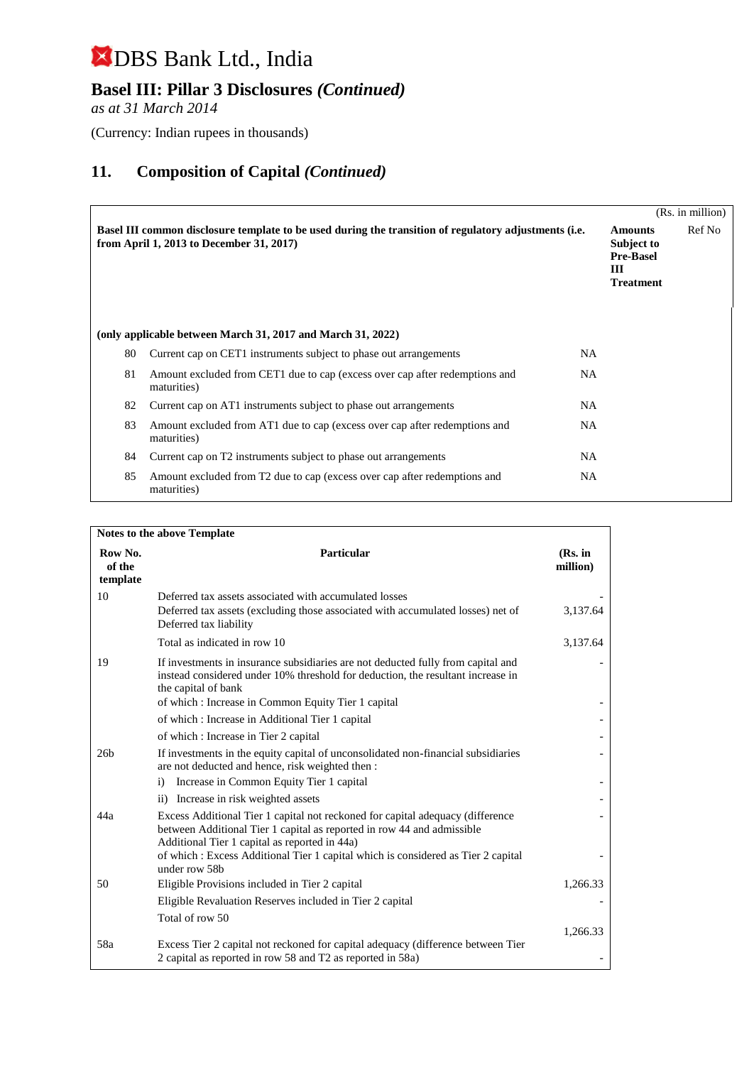# DBS Bank Ltd., India

## Basel III: Pillar 3 Disclosures *(Continued)*

*as at 31 March 2014*

(Currency: Indian rupees in thousands)

## 11. Composition of Capital *(Continued)*

(Rs. in million)

| | Basel III common disclosure template to be used during the transition of regulatory adjustments (i.e. from April 1, 2013 to December 31, 2017) | | Amounts Subject to Pre-Basel III Treatment | Ref No |
|---|---|---|---|---|
| | **(only applicable between March 31, 2017 and March 31, 2022)** | | | |
| 80 | Current cap on CET1 instruments subject to phase out arrangements | NA | | |
| 81 | Amount excluded from CET1 due to cap (excess over cap after redemptions and maturities) | NA | | |
| 82 | Current cap on AT1 instruments subject to phase out arrangements | NA | | |
| 83 | Amount excluded from AT1 due to cap (excess over cap after redemptions and maturities) | NA | | |
| 84 | Current cap on T2 instruments subject to phase out arrangements | NA | | |
| 85 | Amount excluded from T2 due to cap (excess over cap after redemptions and maturities) | NA | | |

**Notes to the above Template**

| Row No. of the template | Particular | (Rs. in million) |
|---|---|---|
| 10 | Deferred tax assets associated with accumulated losses | - |
| | Deferred tax assets (excluding those associated with accumulated losses) net of Deferred tax liability | 3,137.64 |
| | Total as indicated in row 10 | 3,137.64 |
| 19 | If investments in insurance subsidiaries are not deducted fully from capital and instead considered under 10% threshold for deduction, the resultant increase in the capital of bank | - |
| | of which : Increase in Common Equity Tier 1 capital | - |
| | of which : Increase in Additional Tier 1 capital | - |
| | of which : Increase in Tier 2 capital | - |
| 26b | If investments in the equity capital of unconsolidated non-financial subsidiaries are not deducted and hence, risk weighted then : | - |
| | i) Increase in Common Equity Tier 1 capital | - |
| | ii) Increase in risk weighted assets | - |
| 44a | Excess Additional Tier 1 capital not reckoned for capital adequacy (difference between Additional Tier 1 capital as reported in row 44 and admissible Additional Tier 1 capital as reported in 44a) | - |
| | of which : Excess Additional Tier 1 capital which is considered as Tier 2 capital under row 58b | - |
| 50 | Eligible Provisions included in Tier 2 capital | 1,266.33 |
| | Eligible Revaluation Reserves included in Tier 2 capital | - |
| | Total of row 50 | 1,266.33 |
| 58a | Excess Tier 2 capital not reckoned for capital adequacy (difference between Tier 2 capital as reported in row 58 and T2 as reported in 58a) | - |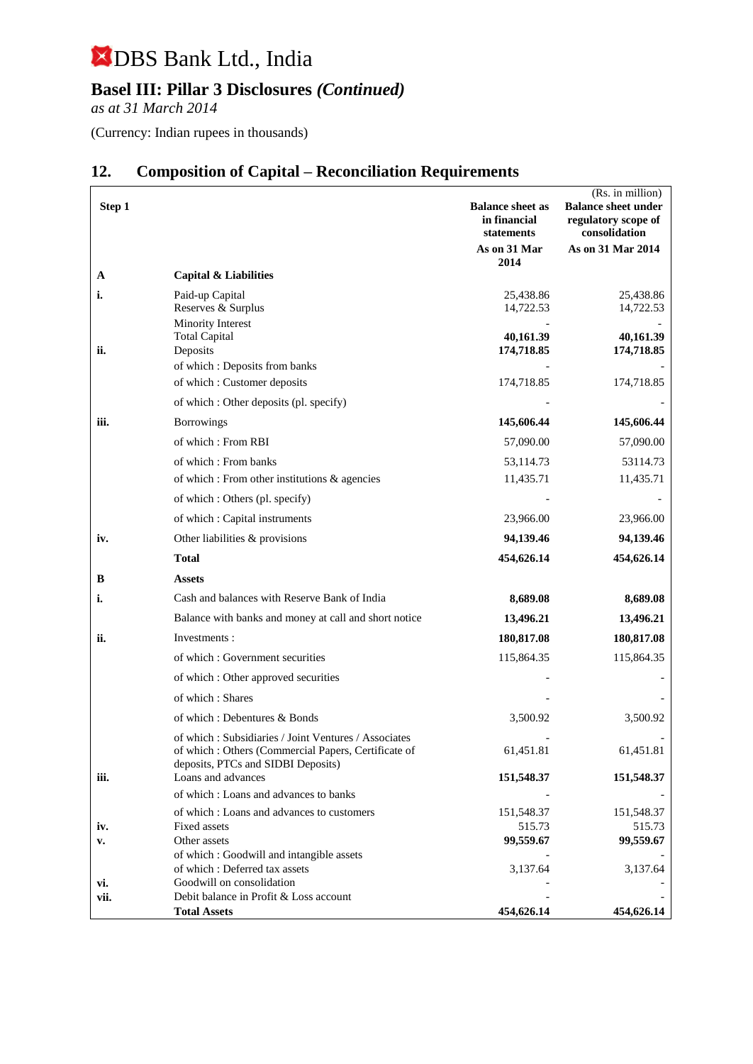# DBS Bank Ltd., India

## Basel III: Pillar 3 Disclosures *(Continued)*

*as at 31 March 2014*

(Currency: Indian rupees in thousands)

## 12. Composition of Capital – Reconciliation Requirements

| | | | (Rs. in million) |
|---|---|---|---|
| **Step 1** | | **Balance sheet as in financial statements** | **Balance sheet under regulatory scope of consolidation** |
| | | **As on 31 Mar 2014** | **As on 31 Mar 2014** |
| **A** | **Capital & Liabilities** | | |
| **i.** | Paid-up Capital | 25,438.86 | 25,438.86 |
| | Reserves & Surplus | 14,722.53 | 14,722.53 |
| | Minority Interest | - | - |
| | Total Capital | **40,161.39** | **40,161.39** |
| **ii.** | Deposits | **174,718.85** | **174,718.85** |
| | of which : Deposits from banks | - | - |
| | of which : Customer deposits | 174,718.85 | 174,718.85 |
| | of which : Other deposits (pl. specify) | - | - |
| **iii.** | Borrowings | **145,606.44** | **145,606.44** |
| | of which : From RBI | 57,090.00 | 57,090.00 |
| | of which : From banks | 53,114.73 | 53114.73 |
| | of which : From other institutions & agencies | 11,435.71 | 11,435.71 |
| | of which : Others (pl. specify) | - | - |
| | of which : Capital instruments | 23,966.00 | 23,966.00 |
| **iv.** | Other liabilities & provisions | **94,139.46** | **94,139.46** |
| | **Total** | **454,626.14** | **454,626.14** |
| **B** | **Assets** | | |
| **i.** | Cash and balances with Reserve Bank of India | **8,689.08** | **8,689.08** |
| | Balance with banks and money at call and short notice | **13,496.21** | **13,496.21** |
| **ii.** | Investments : | **180,817.08** | **180,817.08** |
| | of which : Government securities | 115,864.35 | 115,864.35 |
| | of which : Other approved securities | - | - |
| | of which : Shares | - | - |
| | of which : Debentures & Bonds | 3,500.92 | 3,500.92 |
| | of which : Subsidiaries / Joint Ventures / Associates | - | - |
| | of which : Others (Commercial Papers, Certificate of deposits, PTCs and SIDBI Deposits) | 61,451.81 | 61,451.81 |
| **iii.** | Loans and advances | **151,548.37** | **151,548.37** |
| | of which : Loans and advances to banks | - | - |
| | of which : Loans and advances to customers | 151,548.37 | 151,548.37 |
| **iv.** | Fixed assets | 515.73 | 515.73 |
| **v.** | Other assets | **99,559.67** | **99,559.67** |
| | of which : Goodwill and intangible assets | - | - |
| | of which : Deferred tax assets | 3,137.64 | 3,137.64 |
| **vi.** | Goodwill on consolidation | - | - |
| **vii.** | Debit balance in Profit & Loss account | - | - |
| | **Total Assets** | **454,626.14** | **454,626.14** |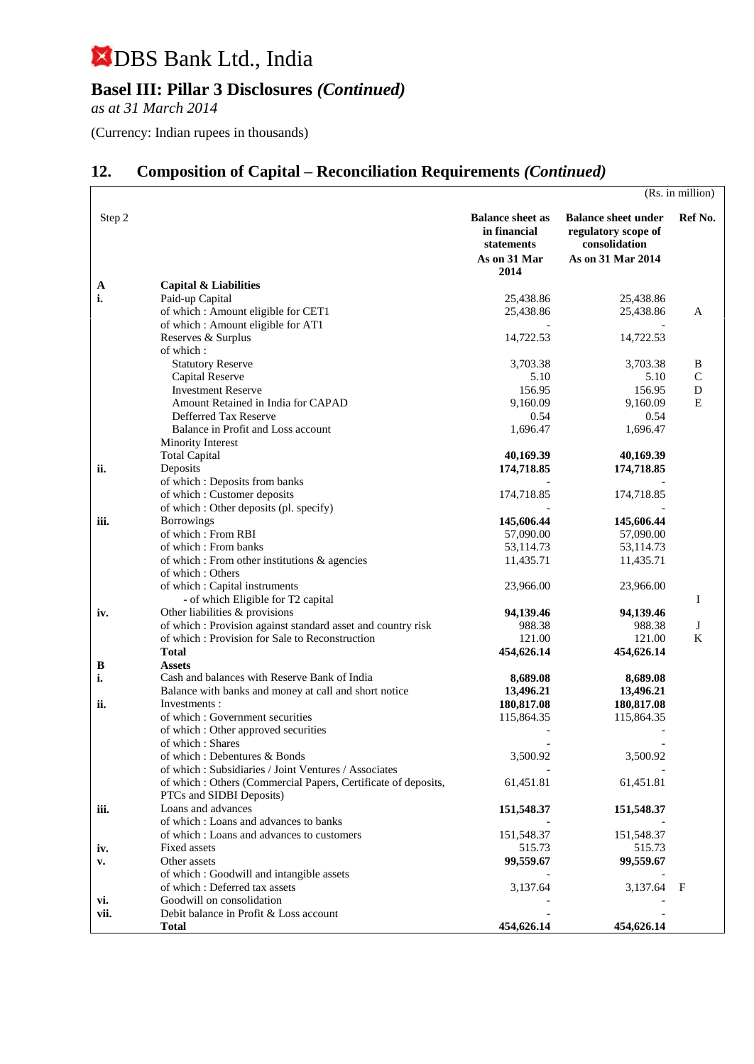# DBS Bank Ltd., India

## Basel III: Pillar 3 Disclosures *(Continued)*

*as at 31 March 2014*

(Currency: Indian rupees in thousands)

## 12. Composition of Capital – Reconciliation Requirements *(Continued)*

(Rs. in million)

| Step 2 | | Balance sheet as in financial statements As on 31 Mar 2014 | Balance sheet under regulatory scope of consolidation As on 31 Mar 2014 | Ref No. |
|---|---|---|---|---|
| **A** | **Capital & Liabilities** | | | |
| **i.** | Paid-up Capital | 25,438.86 | 25,438.86 | |
| | of which : Amount eligible for CET1 | 25,438.86 | 25,438.86 | A |
| | of which : Amount eligible for AT1 | - | - | |
| | Reserves & Surplus | 14,722.53 | 14,722.53 | |
| | of which : | | | |
| | Statutory Reserve | 3,703.38 | 3,703.38 | B |
| | Capital Reserve | 5.10 | 5.10 | C |
| | Investment Reserve | 156.95 | 156.95 | D |
| | Amount Retained in India for CAPAD | 9,160.09 | 9,160.09 | E |
| | Defferred Tax Reserve | 0.54 | 0.54 | |
| | Balance in Profit and Loss account | 1,696.47 | 1,696.47 | |
| | Minority Interest | | | |
| | Total Capital | **40,169.39** | **40,169.39** | |
| **ii.** | Deposits | **174,718.85** | **174,718.85** | |
| | of which : Deposits from banks | - | - | |
| | of which : Customer deposits | 174,718.85 | 174,718.85 | |
| | of which : Other deposits (pl. specify) | - | - | |
| **iii.** | Borrowings | **145,606.44** | **145,606.44** | |
| | of which : From RBI | 57,090.00 | 57,090.00 | |
| | of which : From banks | 53,114.73 | 53,114.73 | |
| | of which : From other institutions & agencies | 11,435.71 | 11,435.71 | |
| | of which : Others | | | |
| | of which : Capital instruments | 23,966.00 | 23,966.00 | |
| | - of which Eligible for T2 capital | | | I |
| **iv.** | Other liabilities & provisions | **94,139.46** | **94,139.46** | |
| | of which : Provision against standard asset and country risk | 988.38 | 988.38 | J |
| | of which : Provision for Sale to Reconstruction | 121.00 | 121.00 | K |
| | **Total** | **454,626.14** | **454,626.14** | |
| **B** | **Assets** | | | |
| **i.** | Cash and balances with Reserve Bank of India | **8,689.08** | **8,689.08** | |
| | Balance with banks and money at call and short notice | **13,496.21** | **13,496.21** | |
| **ii.** | Investments : | **180,817.08** | **180,817.08** | |
| | of which : Government securities | 115,864.35 | 115,864.35 | |
| | of which : Other approved securities | - | - | |
| | of which : Shares | - | - | |
| | of which : Debentures & Bonds | 3,500.92 | 3,500.92 | |
| | of which : Subsidiaries / Joint Ventures / Associates | - | - | |
| | of which : Others (Commercial Papers, Certificate of deposits, PTCs and SIDBI Deposits) | 61,451.81 | 61,451.81 | |
| **iii.** | Loans and advances | **151,548.37** | **151,548.37** | |
| | of which : Loans and advances to banks | - | - | |
| | of which : Loans and advances to customers | 151,548.37 | 151,548.37 | |
| **iv.** | Fixed assets | 515.73 | 515.73 | |
| **v.** | Other assets | **99,559.67** | **99,559.67** | |
| | of which : Goodwill and intangible assets | - | - | |
| | of which : Deferred tax assets | 3,137.64 | 3,137.64 | F |
| **vi.** | Goodwill on consolidation | - | - | |
| **vii.** | Debit balance in Profit & Loss account | - | - | |
| | **Total** | **454,626.14** | **454,626.14** | |